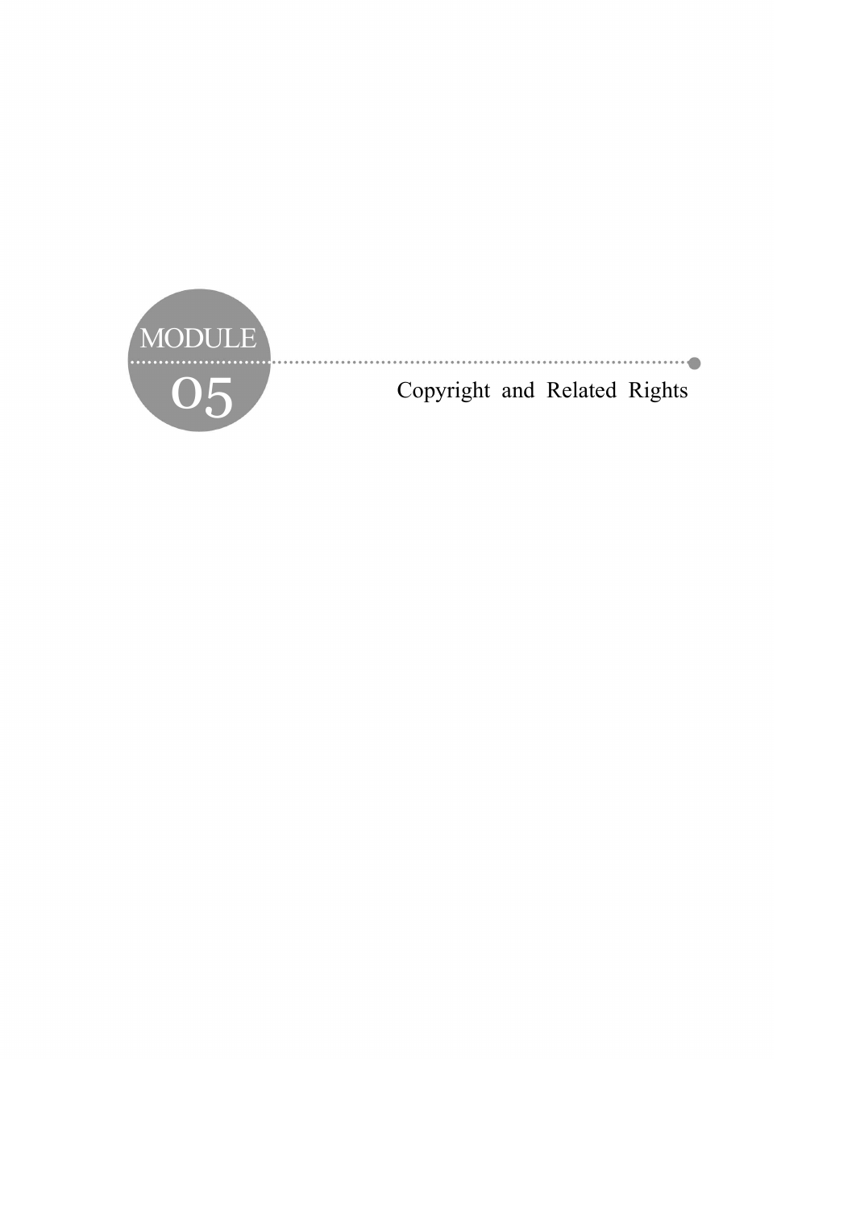# MODULE 05

# Copyright and Related Rights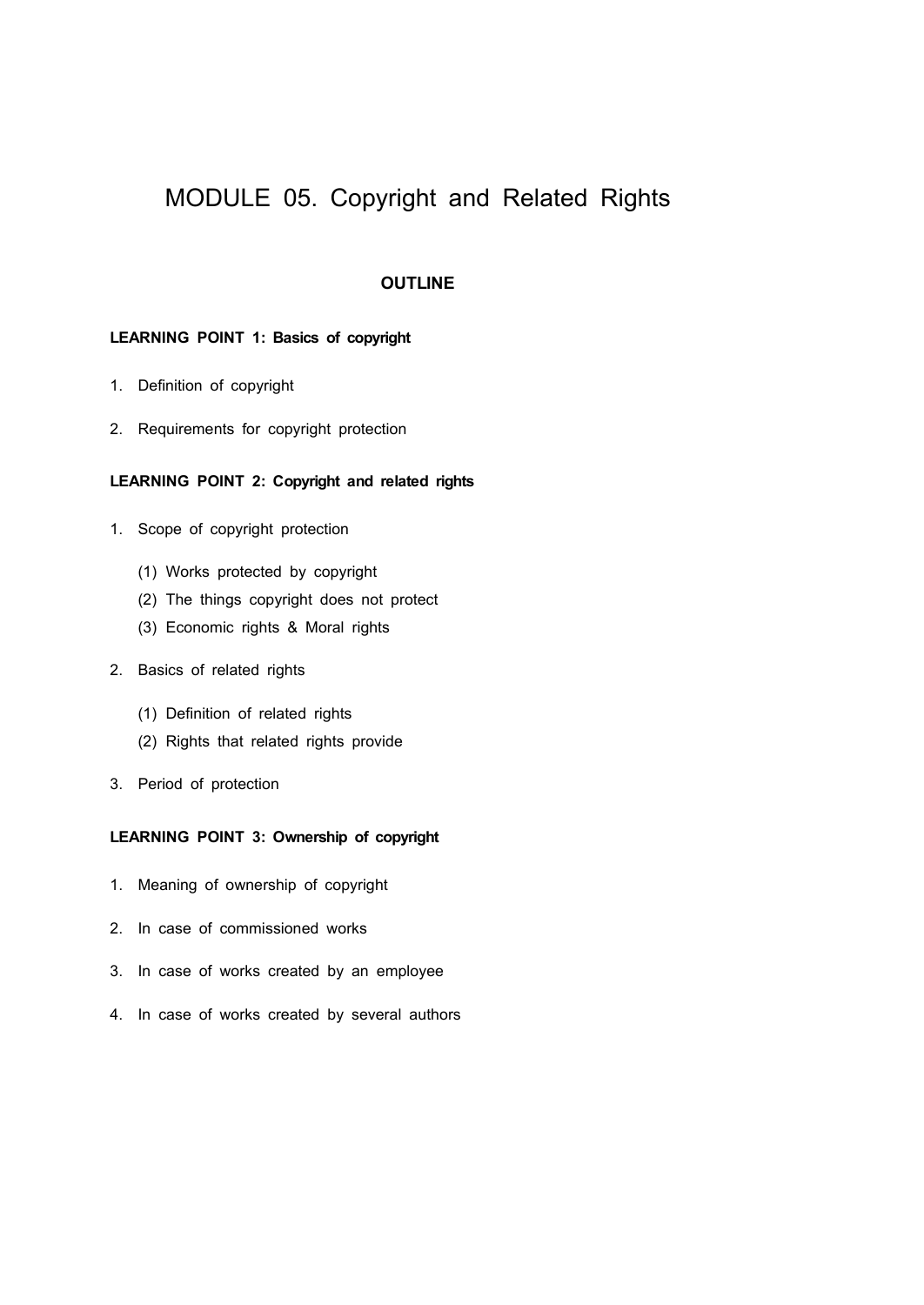# MODULE 05. Copyright and Related Rights

## OUTLINE

**LEARNING POINT 1: Basics of copyright**

1. Definition of copyright
2. Requirements for copyright protection

**LEARNING POINT 2: Copyright and related rights**

1. Scope of copyright protection
   - (1) Works protected by copyright
   - (2) The things copyright does not protect
   - (3) Economic rights & Moral rights
2. Basics of related rights
   - (1) Definition of related rights
   - (2) Rights that related rights provide
3. Period of protection

**LEARNING POINT 3: Ownership of copyright**

1. Meaning of ownership of copyright
2. In case of commissioned works
3. In case of works created by an employee
4. In case of works created by several authors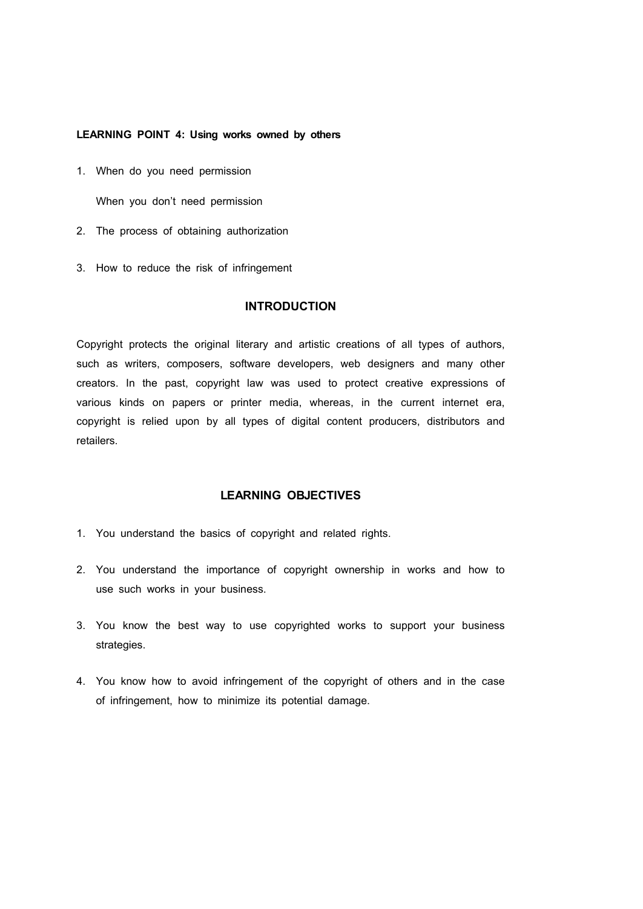**LEARNING POINT 4: Using works owned by others**

1. When do you need permission

   When you don't need permission

2. The process of obtaining authorization
3. How to reduce the risk of infringement

## INTRODUCTION

Copyright protects the original literary and artistic creations of all types of authors, such as writers, composers, software developers, web designers and many other creators. In the past, copyright law was used to protect creative expressions of various kinds on papers or printer media, whereas, in the current internet era, copyright is relied upon by all types of digital content producers, distributors and retailers.

## LEARNING OBJECTIVES

1. You understand the basics of copyright and related rights.
2. You understand the importance of copyright ownership in works and how to use such works in your business.
3. You know the best way to use copyrighted works to support your business strategies.
4. You know how to avoid infringement of the copyright of others and in the case of infringement, how to minimize its potential damage.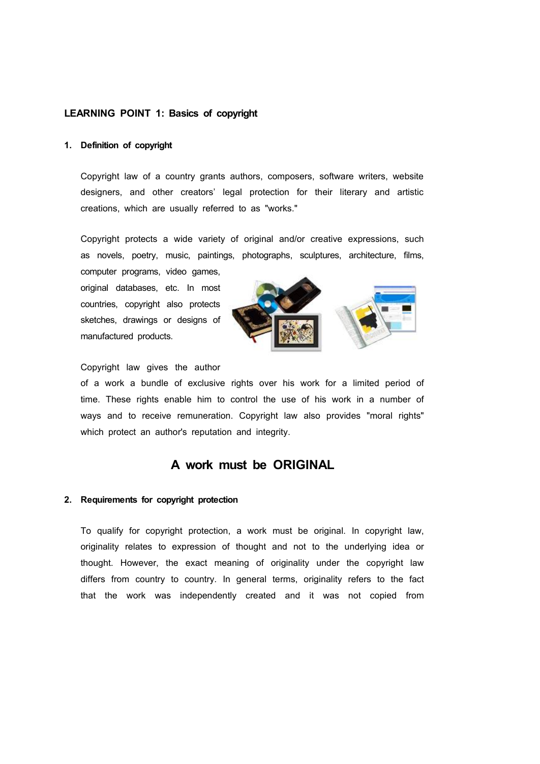## LEARNING POINT 1: Basics of copyright

### 1. Definition of copyright

Copyright law of a country grants authors, composers, software writers, website designers, and other creators' legal protection for their literary and artistic creations, which are usually referred to as "works."

Copyright protects a wide variety of original and/or creative expressions, such as novels, poetry, music, paintings, photographs, sculptures, architecture, films, computer programs, video games, original databases, etc. In most countries, copyright also protects sketches, drawings or designs of manufactured products.

Copyright law gives the author of a work a bundle of exclusive rights over his work for a limited period of time. These rights enable him to control the use of his work in a number of ways and to receive remuneration. Copyright law also provides "moral rights" which protect an author's reputation and integrity.

## A work must be ORIGINAL

### 2. Requirements for copyright protection

To qualify for copyright protection, a work must be original. In copyright law, originality relates to expression of thought and not to the underlying idea or thought. However, the exact meaning of originality under the copyright law differs from country to country. In general terms, originality refers to the fact that the work was independently created and it was not copied from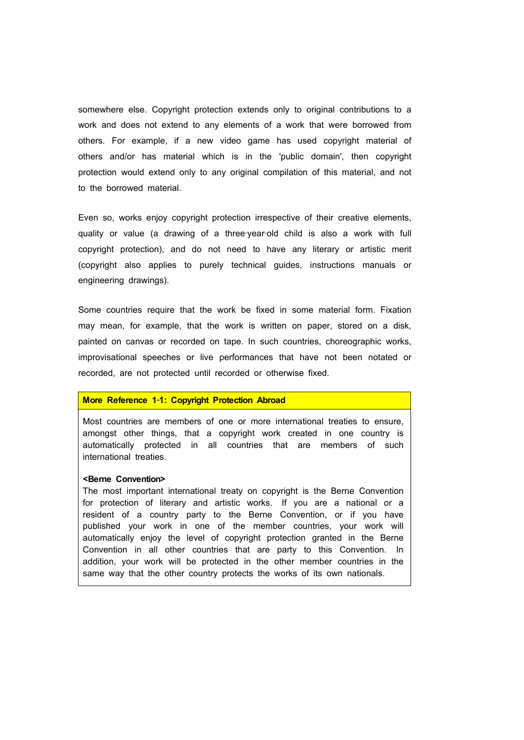somewhere else. Copyright protection extends only to original contributions to a work and does not extend to any elements of a work that were borrowed from others. For example, if a new video game has used copyright material of others and/or has material which is in the 'public domain', then copyright protection would extend only to any original compilation of this material, and not to the borrowed material.

Even so, works enjoy copyright protection irrespective of their creative elements, quality or value (a drawing of a three-year-old child is also a work with full copyright protection), and do not need to have any literary or artistic merit (copyright also applies to purely technical guides, instructions manuals or engineering drawings).

Some countries require that the work be fixed in some material form. Fixation may mean, for example, that the work is written on paper, stored on a disk, painted on canvas or recorded on tape. In such countries, choreographic works, improvisational speeches or live performances that have not been notated or recorded, are not protected until recorded or otherwise fixed.

**More Reference 1-1: Copyright Protection Abroad**

Most countries are members of one or more international treaties to ensure, amongst other things, that a copyright work created in one country is automatically protected in all countries that are members of such international treaties.

**<Berne Convention>**

The most important international treaty on copyright is the Berne Convention for protection of literary and artistic works. If you are a national or a resident of a country party to the Berne Convention, or if you have published your work in one of the member countries, your work will automatically enjoy the level of copyright protection granted in the Berne Convention in all other countries that are party to this Convention. In addition, your work will be protected in the other member countries in the same way that the other country protects the works of its own nationals.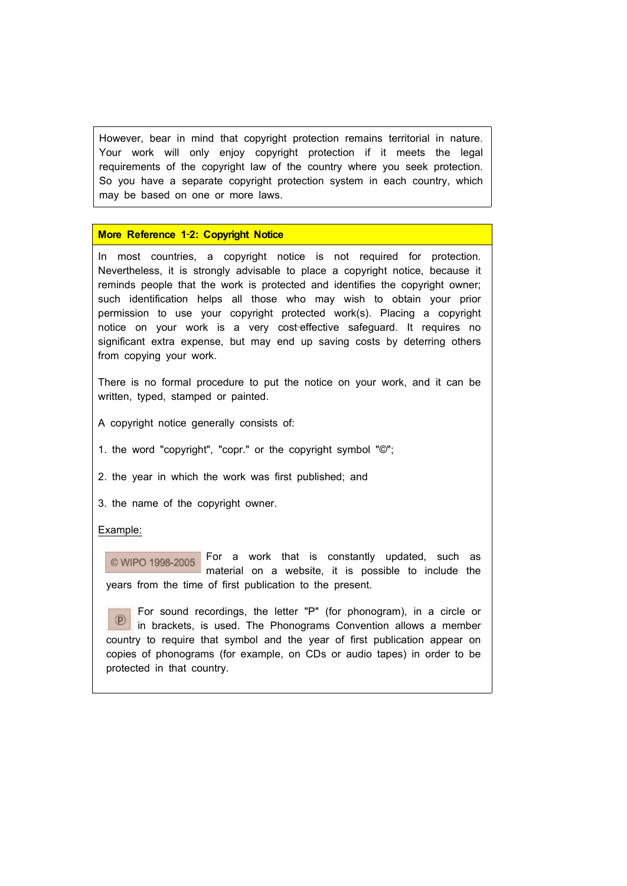However, bear in mind that copyright protection remains territorial in nature. Your work will only enjoy copyright protection if it meets the legal requirements of the copyright law of the country where you seek protection. So you have a separate copyright protection system in each country, which may be based on one or more laws.

**More Reference 1-2: Copyright Notice**

In most countries, a copyright notice is not required for protection. Nevertheless, it is strongly advisable to place a copyright notice, because it reminds people that the work is protected and identifies the copyright owner; such identification helps all those who may wish to obtain your prior permission to use your copyright protected work(s). Placing a copyright notice on your work is a very cost-effective safeguard. It requires no significant extra expense, but may end up saving costs by deterring others from copying your work.

There is no formal procedure to put the notice on your work, and it can be written, typed, stamped or painted.

A copyright notice generally consists of:

1. the word "copyright", "copr." or the copyright symbol "©";

2. the year in which the work was first published; and

3. the name of the copyright owner.

Example:

© WIPO 1998-2005 For a work that is constantly updated, such as material on a website, it is possible to include the years from the time of first publication to the present.

℗ For sound recordings, the letter "P" (for phonogram), in a circle or in brackets, is used. The Phonograms Convention allows a member country to require that symbol and the year of first publication appear on copies of phonograms (for example, on CDs or audio tapes) in order to be protected in that country.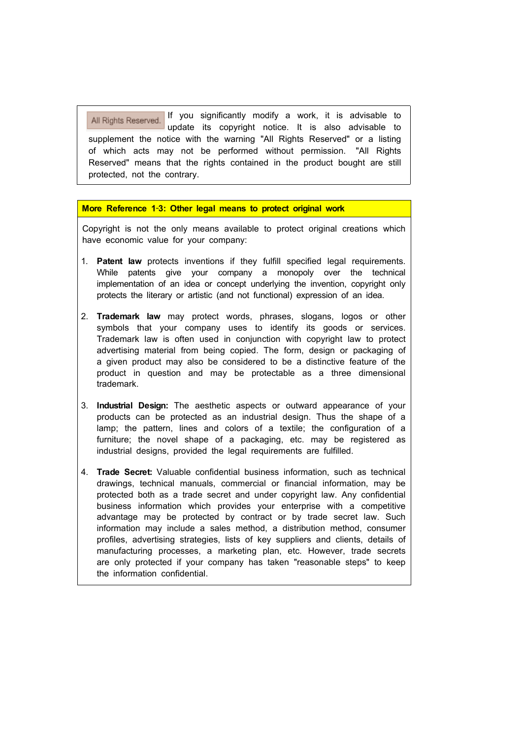All Rights Reserved. If you significantly modify a work, it is advisable to update its copyright notice. It is also advisable to supplement the notice with the warning "All Rights Reserved" or a listing of which acts may not be performed without permission. "All Rights Reserved" means that the rights contained in the product bought are still protected, not the contrary.

**More Reference 1-3: Other legal means to protect original work**

Copyright is not the only means available to protect original creations which have economic value for your company:

1. **Patent law** protects inventions if they fulfill specified legal requirements. While patents give your company a monopoly over the technical implementation of an idea or concept underlying the invention, copyright only protects the literary or artistic (and not functional) expression of an idea.

2. **Trademark law** may protect words, phrases, slogans, logos or other symbols that your company uses to identify its goods or services. Trademark law is often used in conjunction with copyright law to protect advertising material from being copied. The form, design or packaging of a given product may also be considered to be a distinctive feature of the product in question and may be protectable as a three dimensional trademark.

3. **Industrial Design:** The aesthetic aspects or outward appearance of your products can be protected as an industrial design. Thus the shape of a lamp; the pattern, lines and colors of a textile; the configuration of a furniture; the novel shape of a packaging, etc. may be registered as industrial designs, provided the legal requirements are fulfilled.

4. **Trade Secret:** Valuable confidential business information, such as technical drawings, technical manuals, commercial or financial information, may be protected both as a trade secret and under copyright law. Any confidential business information which provides your enterprise with a competitive advantage may be protected by contract or by trade secret law. Such information may include a sales method, a distribution method, consumer profiles, advertising strategies, lists of key suppliers and clients, details of manufacturing processes, a marketing plan, etc. However, trade secrets are only protected if your company has taken "reasonable steps" to keep the information confidential.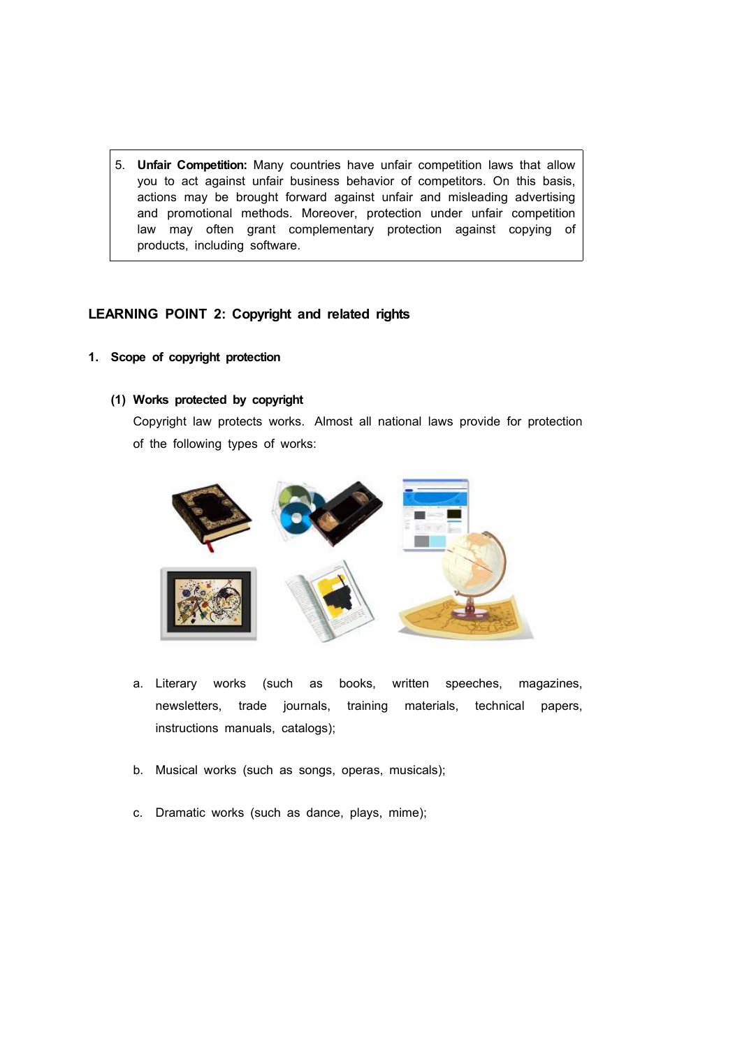5. **Unfair Competition:** Many countries have unfair competition laws that allow you to act against unfair business behavior of competitors. On this basis, actions may be brought forward against unfair and misleading advertising and promotional methods. Moreover, protection under unfair competition law may often grant complementary protection against copying of products, including software.

## LEARNING POINT 2: Copyright and related rights

### 1. Scope of copyright protection

#### (1) Works protected by copyright

Copyright law protects works. Almost all national laws provide for protection of the following types of works:

a. Literary works (such as books, written speeches, magazines, newsletters, trade journals, training materials, technical papers, instructions manuals, catalogs);

b. Musical works (such as songs, operas, musicals);

c. Dramatic works (such as dance, plays, mime);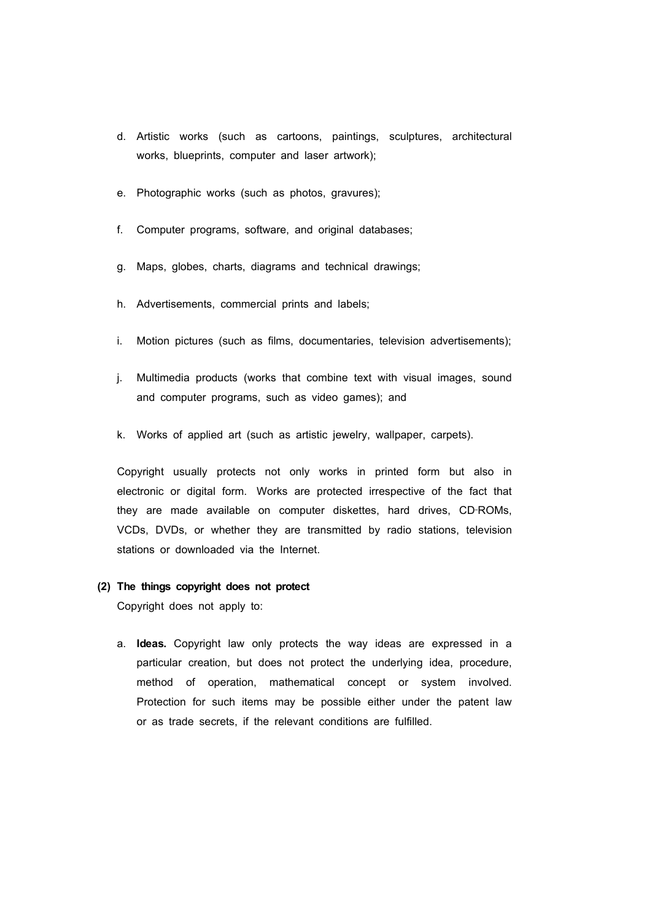d. Artistic works (such as cartoons, paintings, sculptures, architectural works, blueprints, computer and laser artwork);

e. Photographic works (such as photos, gravures);

f. Computer programs, software, and original databases;

g. Maps, globes, charts, diagrams and technical drawings;

h. Advertisements, commercial prints and labels;

i. Motion pictures (such as films, documentaries, television advertisements);

j. Multimedia products (works that combine text with visual images, sound and computer programs, such as video games); and

k. Works of applied art (such as artistic jewelry, wallpaper, carpets).

Copyright usually protects not only works in printed form but also in electronic or digital form. Works are protected irrespective of the fact that they are made available on computer diskettes, hard drives, CD-ROMs, VCDs, DVDs, or whether they are transmitted by radio stations, television stations or downloaded via the Internet.

**(2) The things copyright does not protect**

Copyright does not apply to:

a. **Ideas.** Copyright law only protects the way ideas are expressed in a particular creation, but does not protect the underlying idea, procedure, method of operation, mathematical concept or system involved. Protection for such items may be possible either under the patent law or as trade secrets, if the relevant conditions are fulfilled.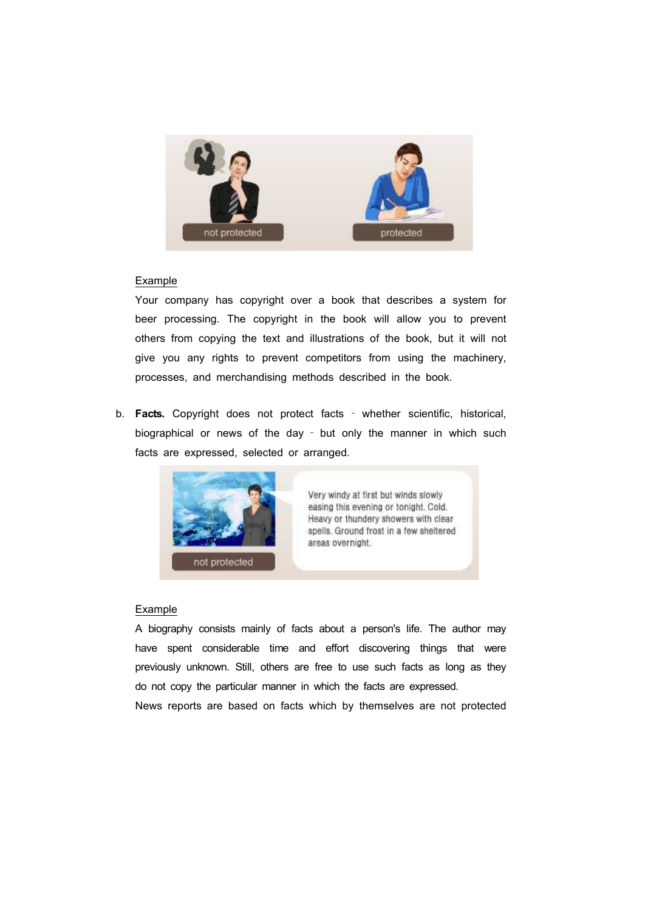Example

Your company has copyright over a book that describes a system for beer processing. The copyright in the book will allow you to prevent others from copying the text and illustrations of the book, but it will not give you any rights to prevent competitors from using the machinery, processes, and merchandising methods described in the book.

b. **Facts.** Copyright does not protect facts – whether scientific, historical, biographical or news of the day – but only the manner in which such facts are expressed, selected or arranged.

Example

A biography consists mainly of facts about a person's life. The author may have spent considerable time and effort discovering things that were previously unknown. Still, others are free to use such facts as long as they do not copy the particular manner in which the facts are expressed.

News reports are based on facts which by themselves are not protected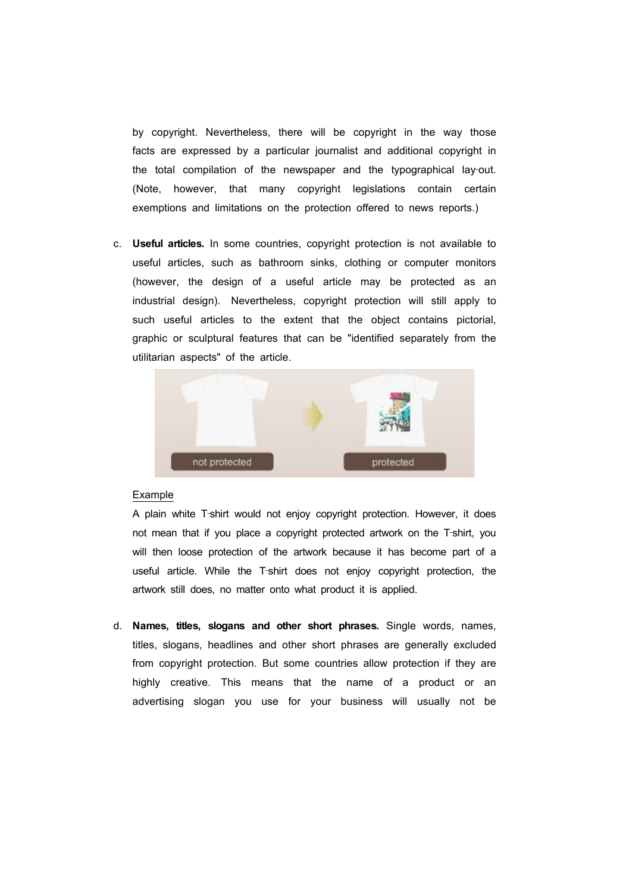by copyright. Nevertheless, there will be copyright in the way those facts are expressed by a particular journalist and additional copyright in the total compilation of the newspaper and the typographical lay-out. (Note, however, that many copyright legislations contain certain exemptions and limitations on the protection offered to news reports.)

c. **Useful articles.** In some countries, copyright protection is not available to useful articles, such as bathroom sinks, clothing or computer monitors (however, the design of a useful article may be protected as an industrial design). Nevertheless, copyright protection will still apply to such useful articles to the extent that the object contains pictorial, graphic or sculptural features that can be "identified separately from the utilitarian aspects" of the article.

   not protected → protected

   Example

   A plain white T-shirt would not enjoy copyright protection. However, it does not mean that if you place a copyright protected artwork on the T-shirt, you will then loose protection of the artwork because it has become part of a useful article. While the T-shirt does not enjoy copyright protection, the artwork still does, no matter onto what product it is applied.

d. **Names, titles, slogans and other short phrases.** Single words, names, titles, slogans, headlines and other short phrases are generally excluded from copyright protection. But some countries allow protection if they are highly creative. This means that the name of a product or an advertising slogan you use for your business will usually not be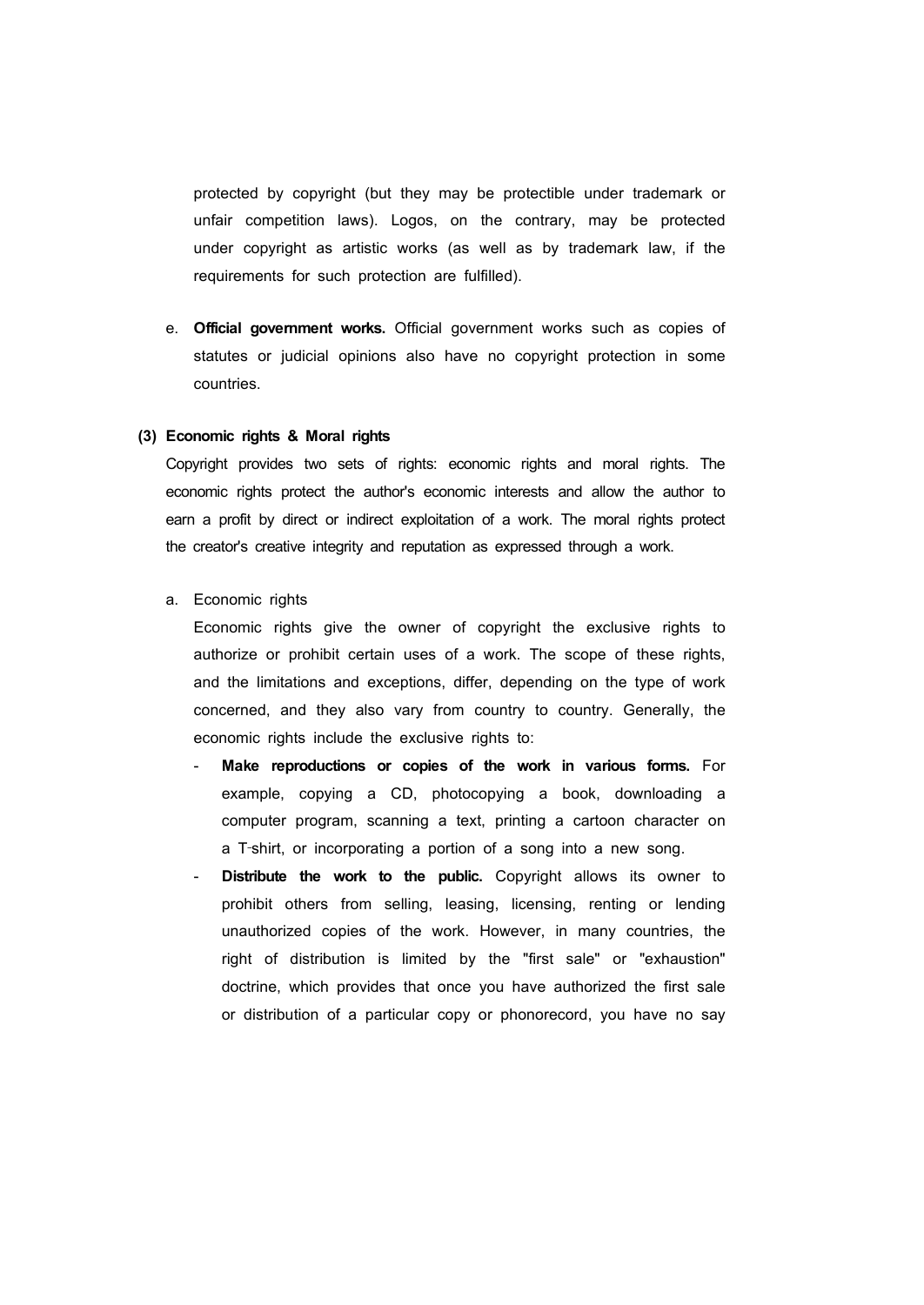protected by copyright (but they may be protectible under trademark or unfair competition laws). Logos, on the contrary, may be protected under copyright as artistic works (as well as by trademark law, if the requirements for such protection are fulfilled).

e. **Official government works.** Official government works such as copies of statutes or judicial opinions also have no copyright protection in some countries.

### (3) Economic rights & Moral rights

Copyright provides two sets of rights: economic rights and moral rights. The economic rights protect the author's economic interests and allow the author to earn a profit by direct or indirect exploitation of a work. The moral rights protect the creator's creative integrity and reputation as expressed through a work.

a. Economic rights

Economic rights give the owner of copyright the exclusive rights to authorize or prohibit certain uses of a work. The scope of these rights, and the limitations and exceptions, differ, depending on the type of work concerned, and they also vary from country to country. Generally, the economic rights include the exclusive rights to:

- **Make reproductions or copies of the work in various forms.** For example, copying a CD, photocopying a book, downloading a computer program, scanning a text, printing a cartoon character on a T-shirt, or incorporating a portion of a song into a new song.
- **Distribute the work to the public.** Copyright allows its owner to prohibit others from selling, leasing, licensing, renting or lending unauthorized copies of the work. However, in many countries, the right of distribution is limited by the "first sale" or "exhaustion" doctrine, which provides that once you have authorized the first sale or distribution of a particular copy or phonorecord, you have no say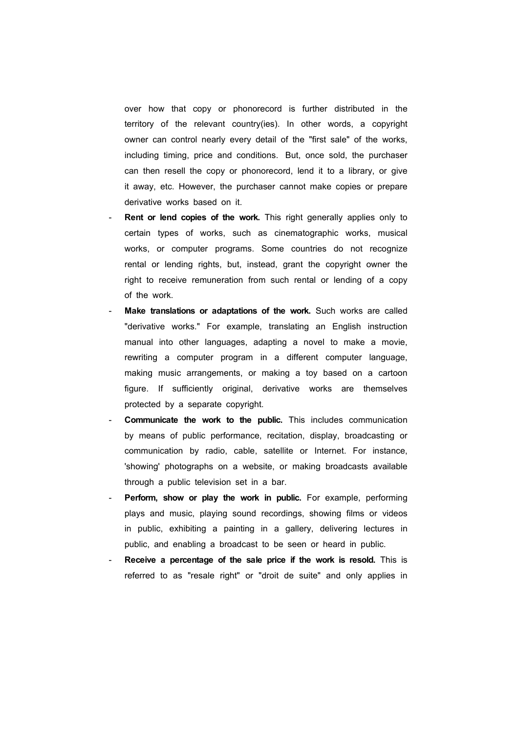over how that copy or phonorecord is further distributed in the territory of the relevant country(ies). In other words, a copyright owner can control nearly every detail of the "first sale" of the works, including timing, price and conditions. But, once sold, the purchaser can then resell the copy or phonorecord, lend it to a library, or give it away, etc. However, the purchaser cannot make copies or prepare derivative works based on it.

- **Rent or lend copies of the work.** This right generally applies only to certain types of works, such as cinematographic works, musical works, or computer programs. Some countries do not recognize rental or lending rights, but, instead, grant the copyright owner the right to receive remuneration from such rental or lending of a copy of the work.
- **Make translations or adaptations of the work.** Such works are called "derivative works." For example, translating an English instruction manual into other languages, adapting a novel to make a movie, rewriting a computer program in a different computer language, making music arrangements, or making a toy based on a cartoon figure. If sufficiently original, derivative works are themselves protected by a separate copyright.
- **Communicate the work to the public.** This includes communication by means of public performance, recitation, display, broadcasting or communication by radio, cable, satellite or Internet. For instance, 'showing' photographs on a website, or making broadcasts available through a public television set in a bar.
- **Perform, show or play the work in public.** For example, performing plays and music, playing sound recordings, showing films or videos in public, exhibiting a painting in a gallery, delivering lectures in public, and enabling a broadcast to be seen or heard in public.
- **Receive a percentage of the sale price if the work is resold.** This is referred to as "resale right" or "droit de suite" and only applies in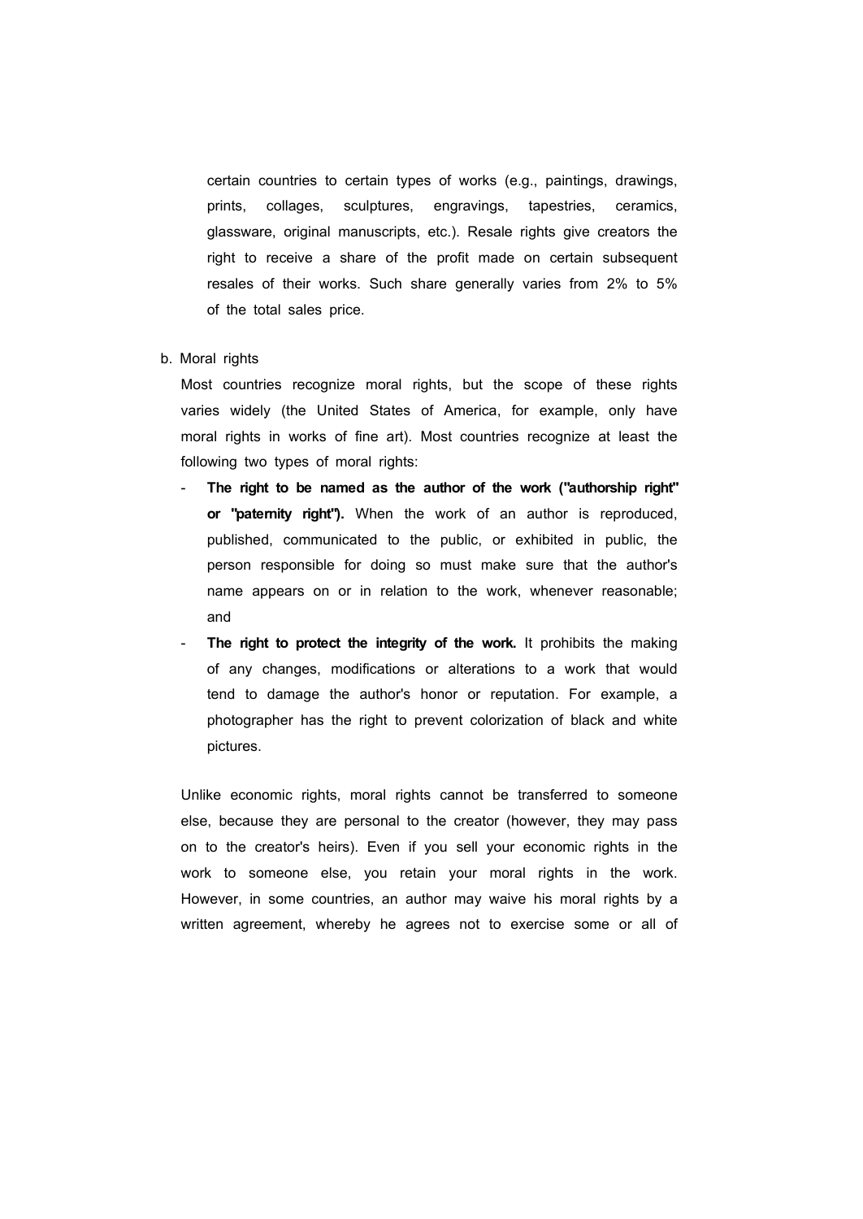certain countries to certain types of works (e.g., paintings, drawings, prints, collages, sculptures, engravings, tapestries, ceramics, glassware, original manuscripts, etc.). Resale rights give creators the right to receive a share of the profit made on certain subsequent resales of their works. Such share generally varies from 2% to 5% of the total sales price.

b. Moral rights

Most countries recognize moral rights, but the scope of these rights varies widely (the United States of America, for example, only have moral rights in works of fine art). Most countries recognize at least the following two types of moral rights:

- **The right to be named as the author of the work ("authorship right" or "paternity right").** When the work of an author is reproduced, published, communicated to the public, or exhibited in public, the person responsible for doing so must make sure that the author's name appears on or in relation to the work, whenever reasonable; and
- **The right to protect the integrity of the work.** It prohibits the making of any changes, modifications or alterations to a work that would tend to damage the author's honor or reputation. For example, a photographer has the right to prevent colorization of black and white pictures.

Unlike economic rights, moral rights cannot be transferred to someone else, because they are personal to the creator (however, they may pass on to the creator's heirs). Even if you sell your economic rights in the work to someone else, you retain your moral rights in the work. However, in some countries, an author may waive his moral rights by a written agreement, whereby he agrees not to exercise some or all of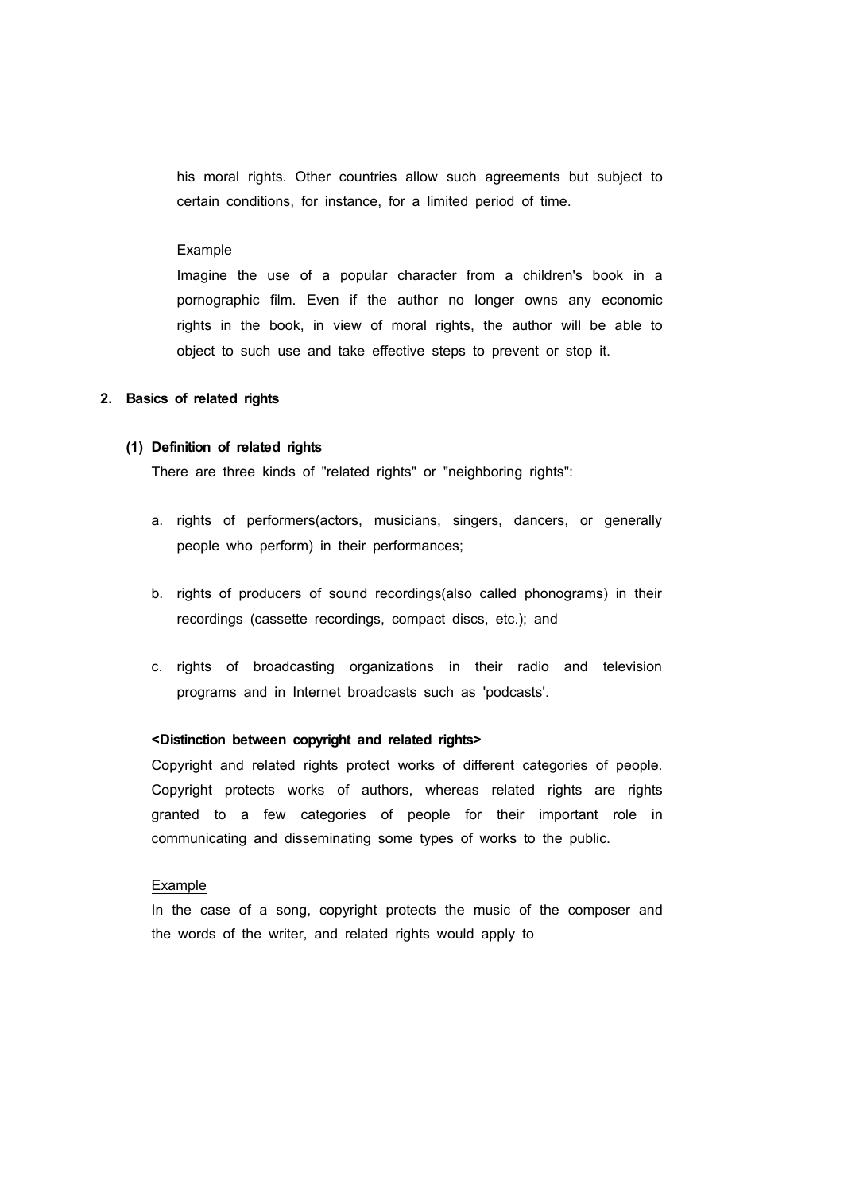his moral rights. Other countries allow such agreements but subject to certain conditions, for instance, for a limited period of time.

Example

Imagine the use of a popular character from a children's book in a pornographic film. Even if the author no longer owns any economic rights in the book, in view of moral rights, the author will be able to object to such use and take effective steps to prevent or stop it.

## 2. Basics of related rights

### (1) Definition of related rights

There are three kinds of "related rights" or "neighboring rights":

a. rights of performers(actors, musicians, singers, dancers, or generally people who perform) in their performances;

b. rights of producers of sound recordings(also called phonograms) in their recordings (cassette recordings, compact discs, etc.); and

c. rights of broadcasting organizations in their radio and television programs and in Internet broadcasts such as 'podcasts'.

**<Distinction between copyright and related rights>**

Copyright and related rights protect works of different categories of people. Copyright protects works of authors, whereas related rights are rights granted to a few categories of people for their important role in communicating and disseminating some types of works to the public.

Example

In the case of a song, copyright protects the music of the composer and the words of the writer, and related rights would apply to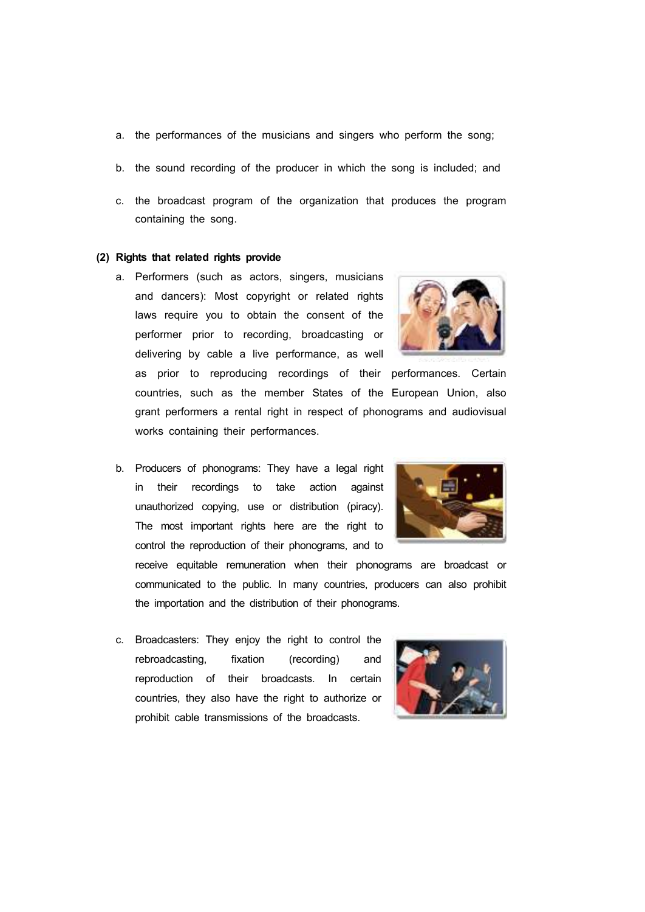a. the performances of the musicians and singers who perform the song;

b. the sound recording of the producer in which the song is included; and

c. the broadcast program of the organization that produces the program containing the song.

**(2) Rights that related rights provide**

a. Performers (such as actors, singers, musicians and dancers): Most copyright or related rights laws require you to obtain the consent of the performer prior to recording, broadcasting or delivering by cable a live performance, as well as prior to reproducing recordings of their performances. Certain countries, such as the member States of the European Union, also grant performers a rental right in respect of phonograms and audiovisual works containing their performances.

b. Producers of phonograms: They have a legal right in their recordings to take action against unauthorized copying, use or distribution (piracy). The most important rights here are the right to control the reproduction of their phonograms, and to receive equitable remuneration when their phonograms are broadcast or communicated to the public. In many countries, producers can also prohibit the importation and the distribution of their phonograms.

c. Broadcasters: They enjoy the right to control the rebroadcasting, fixation (recording) and reproduction of their broadcasts. In certain countries, they also have the right to authorize or prohibit cable transmissions of the broadcasts.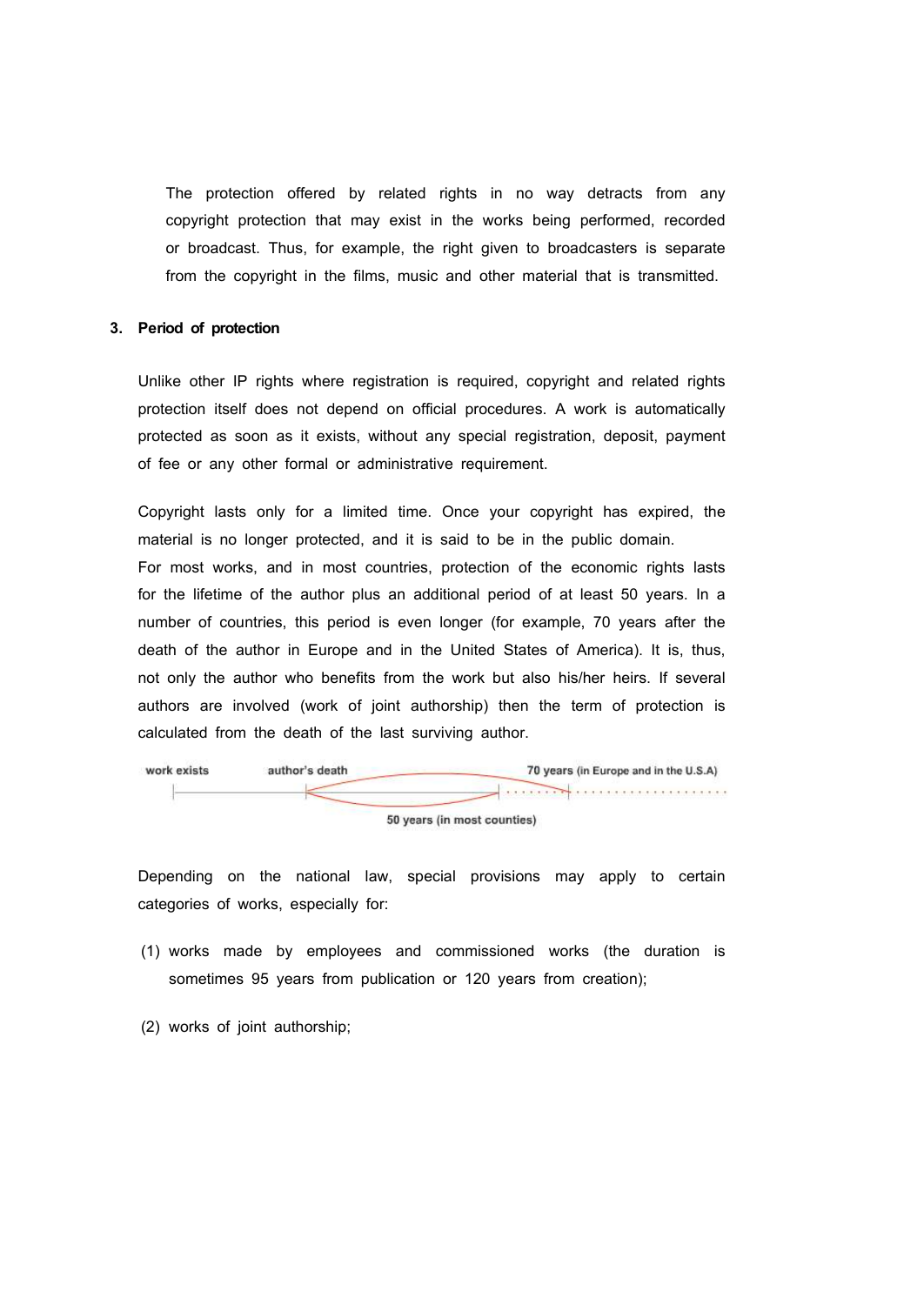The protection offered by related rights in no way detracts from any copyright protection that may exist in the works being performed, recorded or broadcast. Thus, for example, the right given to broadcasters is separate from the copyright in the films, music and other material that is transmitted.

### 3. Period of protection

Unlike other IP rights where registration is required, copyright and related rights protection itself does not depend on official procedures. A work is automatically protected as soon as it exists, without any special registration, deposit, payment of fee or any other formal or administrative requirement.

Copyright lasts only for a limited time. Once your copyright has expired, the material is no longer protected, and it is said to be in the public domain.
For most works, and in most countries, protection of the economic rights lasts for the lifetime of the author plus an additional period of at least 50 years. In a number of countries, this period is even longer (for example, 70 years after the death of the author in Europe and in the United States of America). It is, thus, not only the author who benefits from the work but also his/her heirs. If several authors are involved (work of joint authorship) then the term of protection is calculated from the death of the last surviving author.

work exists — author's death — 70 years (in Europe and in the U.S.A) — 50 years (in most counties)

Depending on the national law, special provisions may apply to certain categories of works, especially for:

(1) works made by employees and commissioned works (the duration is sometimes 95 years from publication or 120 years from creation);

(2) works of joint authorship;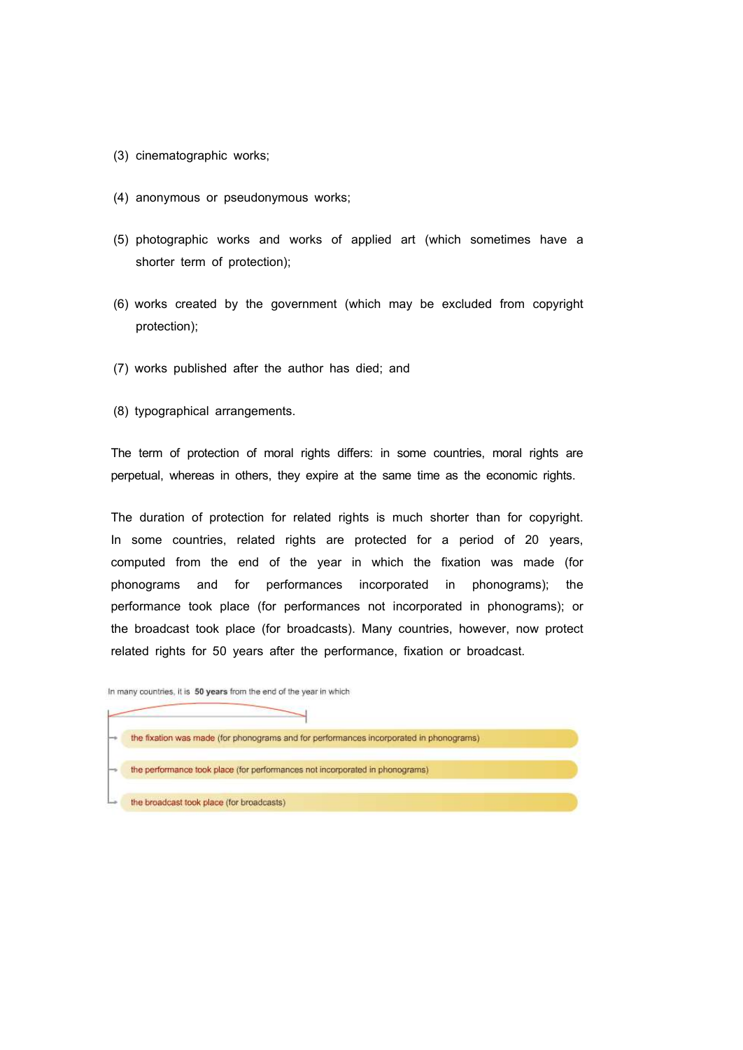(3) cinematographic works;

(4) anonymous or pseudonymous works;

(5) photographic works and works of applied art (which sometimes have a shorter term of protection);

(6) works created by the government (which may be excluded from copyright protection);

(7) works published after the author has died; and

(8) typographical arrangements.

The term of protection of moral rights differs: in some countries, moral rights are perpetual, whereas in others, they expire at the same time as the economic rights.

The duration of protection for related rights is much shorter than for copyright. In some countries, related rights are protected for a period of 20 years, computed from the end of the year in which the fixation was made (for phonograms and for performances incorporated in phonograms); the performance took place (for performances not incorporated in phonograms); or the broadcast took place (for broadcasts). Many countries, however, now protect related rights for 50 years after the performance, fixation or broadcast.

In many countries, it is **50 years** from the end of the year in which

- the fixation was made (for phonograms and for performances incorporated in phonograms)
- the performance took place (for performances not incorporated in phonograms)
- the broadcast took place (for broadcasts)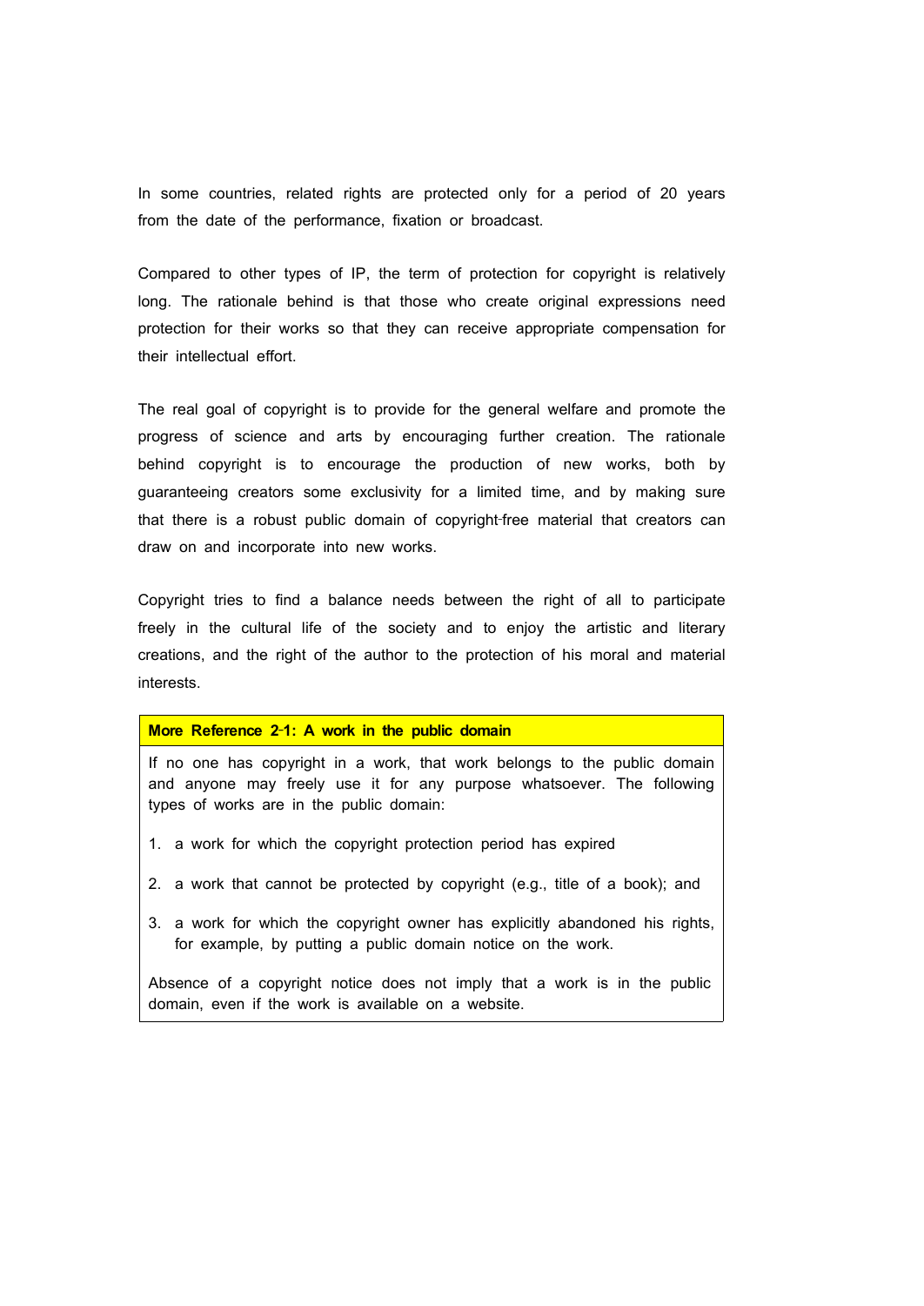In some countries, related rights are protected only for a period of 20 years from the date of the performance, fixation or broadcast.

Compared to other types of IP, the term of protection for copyright is relatively long. The rationale behind is that those who create original expressions need protection for their works so that they can receive appropriate compensation for their intellectual effort.

The real goal of copyright is to provide for the general welfare and promote the progress of science and arts by encouraging further creation. The rationale behind copyright is to encourage the production of new works, both by guaranteeing creators some exclusivity for a limited time, and by making sure that there is a robust public domain of copyright-free material that creators can draw on and incorporate into new works.

Copyright tries to find a balance needs between the right of all to participate freely in the cultural life of the society and to enjoy the artistic and literary creations, and the right of the author to the protection of his moral and material interests.

**More Reference 2-1: A work in the public domain**

If no one has copyright in a work, that work belongs to the public domain and anyone may freely use it for any purpose whatsoever. The following types of works are in the public domain:

1. a work for which the copyright protection period has expired
2. a work that cannot be protected by copyright (e.g., title of a book); and
3. a work for which the copyright owner has explicitly abandoned his rights, for example, by putting a public domain notice on the work.

Absence of a copyright notice does not imply that a work is in the public domain, even if the work is available on a website.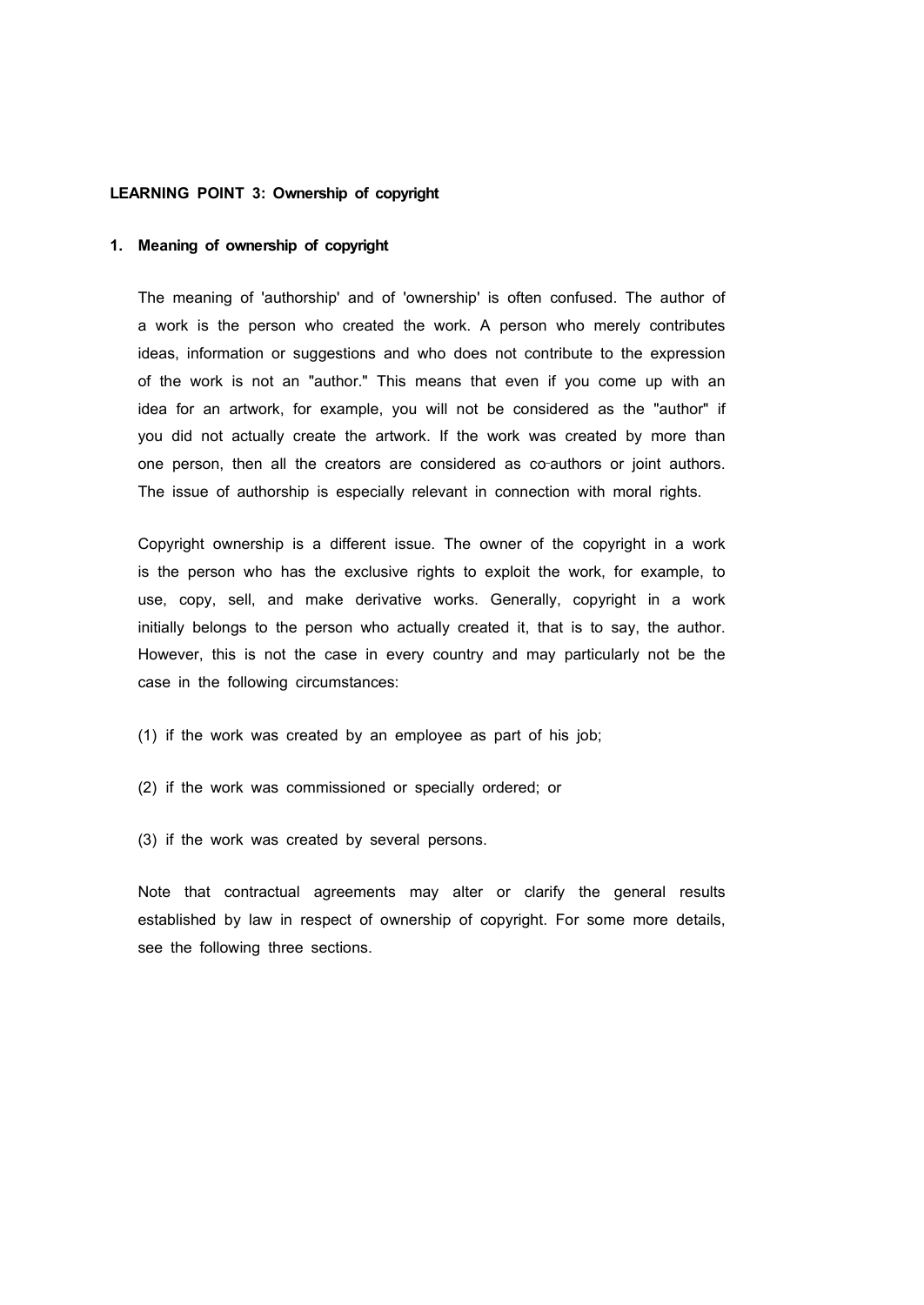**LEARNING POINT 3: Ownership of copyright**

**1. Meaning of ownership of copyright**

The meaning of 'authorship' and of 'ownership' is often confused. The author of a work is the person who created the work. A person who merely contributes ideas, information or suggestions and who does not contribute to the expression of the work is not an "author." This means that even if you come up with an idea for an artwork, for example, you will not be considered as the "author" if you did not actually create the artwork. If the work was created by more than one person, then all the creators are considered as co-authors or joint authors. The issue of authorship is especially relevant in connection with moral rights.

Copyright ownership is a different issue. The owner of the copyright in a work is the person who has the exclusive rights to exploit the work, for example, to use, copy, sell, and make derivative works. Generally, copyright in a work initially belongs to the person who actually created it, that is to say, the author. However, this is not the case in every country and may particularly not be the case in the following circumstances:

(1) if the work was created by an employee as part of his job;

(2) if the work was commissioned or specially ordered; or

(3) if the work was created by several persons.

Note that contractual agreements may alter or clarify the general results established by law in respect of ownership of copyright. For some more details, see the following three sections.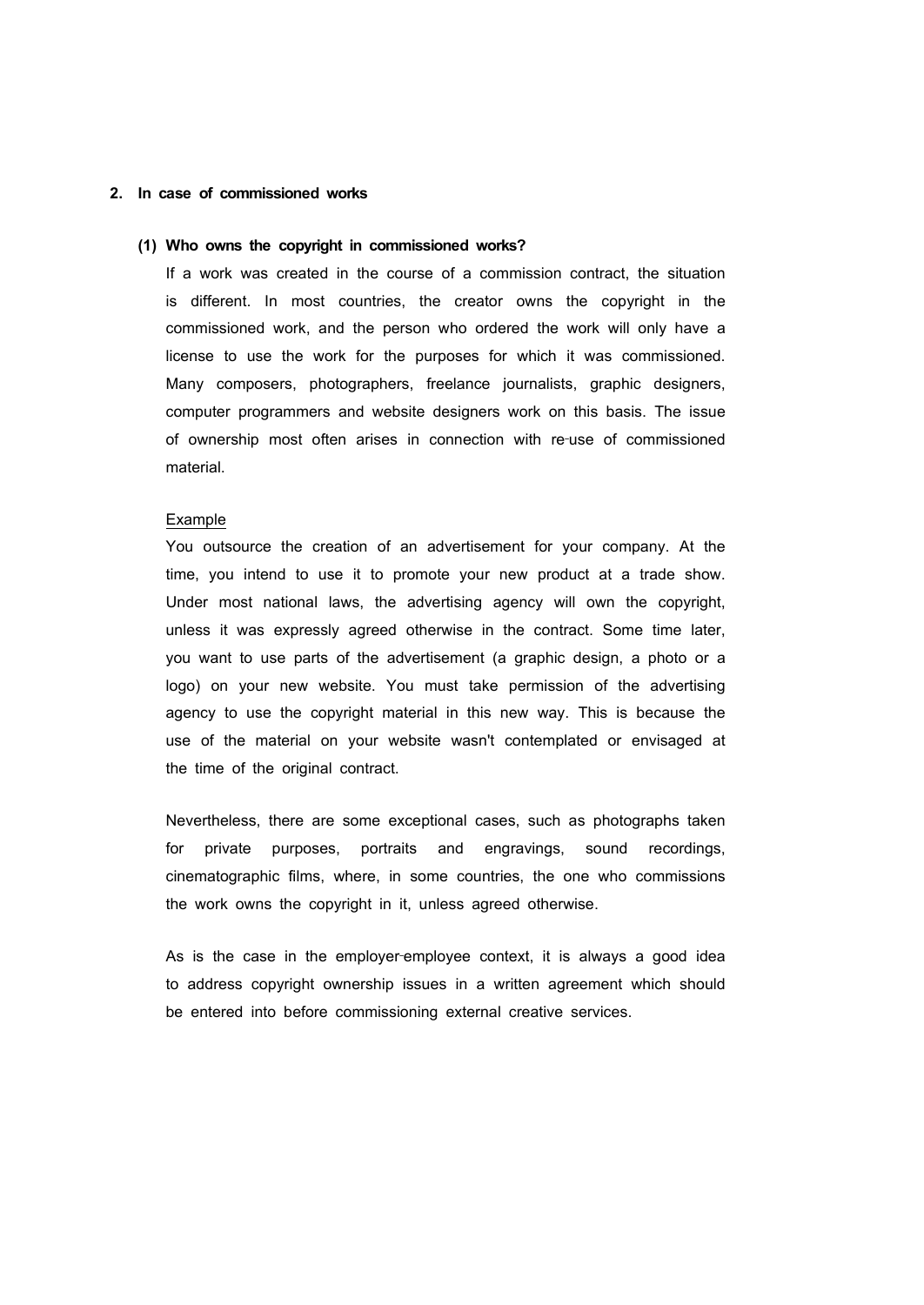## 2. In case of commissioned works

### (1) Who owns the copyright in commissioned works?

If a work was created in the course of a commission contract, the situation is different. In most countries, the creator owns the copyright in the commissioned work, and the person who ordered the work will only have a license to use the work for the purposes for which it was commissioned. Many composers, photographers, freelance journalists, graphic designers, computer programmers and website designers work on this basis. The issue of ownership most often arises in connection with re-use of commissioned material.

<u>Example</u>

You outsource the creation of an advertisement for your company. At the time, you intend to use it to promote your new product at a trade show. Under most national laws, the advertising agency will own the copyright, unless it was expressly agreed otherwise in the contract. Some time later, you want to use parts of the advertisement (a graphic design, a photo or a logo) on your new website. You must take permission of the advertising agency to use the copyright material in this new way. This is because the use of the material on your website wasn't contemplated or envisaged at the time of the original contract.

Nevertheless, there are some exceptional cases, such as photographs taken for private purposes, portraits and engravings, sound recordings, cinematographic films, where, in some countries, the one who commissions the work owns the copyright in it, unless agreed otherwise.

As is the case in the employer-employee context, it is always a good idea to address copyright ownership issues in a written agreement which should be entered into before commissioning external creative services.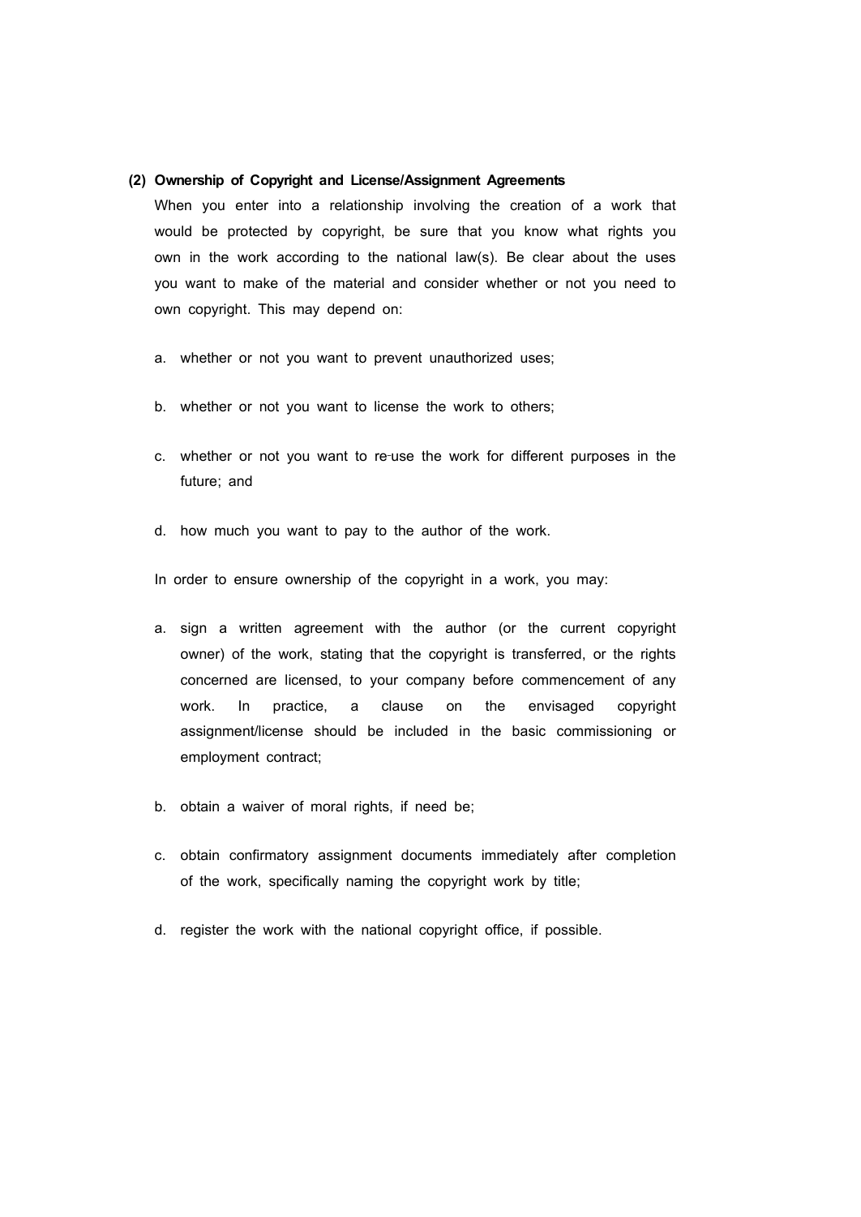**(2) Ownership of Copyright and License/Assignment Agreements**

When you enter into a relationship involving the creation of a work that would be protected by copyright, be sure that you know what rights you own in the work according to the national law(s). Be clear about the uses you want to make of the material and consider whether or not you need to own copyright. This may depend on:

a. whether or not you want to prevent unauthorized uses;

b. whether or not you want to license the work to others;

c. whether or not you want to re-use the work for different purposes in the future; and

d. how much you want to pay to the author of the work.

In order to ensure ownership of the copyright in a work, you may:

a. sign a written agreement with the author (or the current copyright owner) of the work, stating that the copyright is transferred, or the rights concerned are licensed, to your company before commencement of any work. In practice, a clause on the envisaged copyright assignment/license should be included in the basic commissioning or employment contract;

b. obtain a waiver of moral rights, if need be;

c. obtain confirmatory assignment documents immediately after completion of the work, specifically naming the copyright work by title;

d. register the work with the national copyright office, if possible.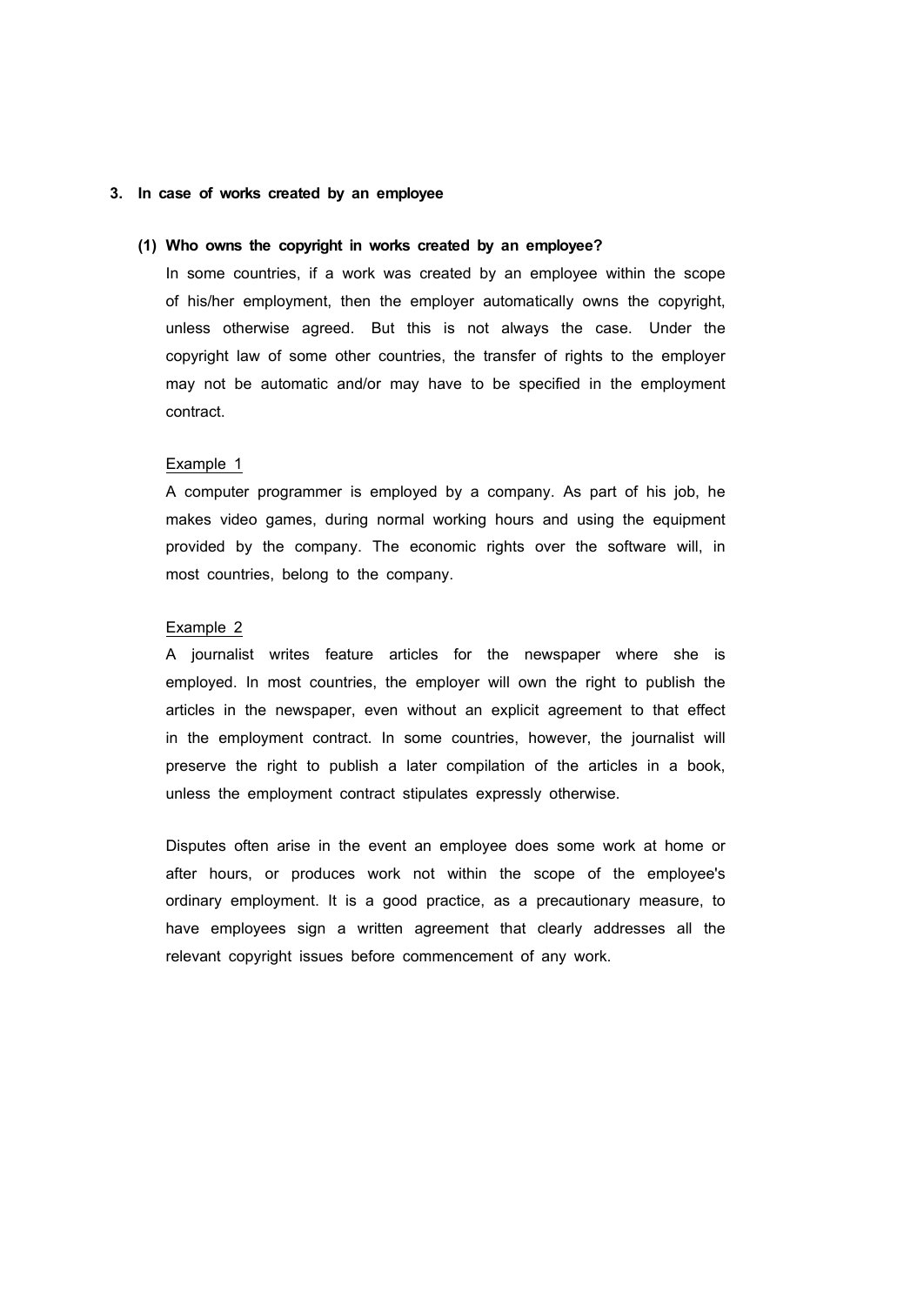## 3. In case of works created by an employee

### (1) Who owns the copyright in works created by an employee?

In some countries, if a work was created by an employee within the scope of his/her employment, then the employer automatically owns the copyright, unless otherwise agreed. But this is not always the case. Under the copyright law of some other countries, the transfer of rights to the employer may not be automatic and/or may have to be specified in the employment contract.

Example 1

A computer programmer is employed by a company. As part of his job, he makes video games, during normal working hours and using the equipment provided by the company. The economic rights over the software will, in most countries, belong to the company.

Example 2

A journalist writes feature articles for the newspaper where she is employed. In most countries, the employer will own the right to publish the articles in the newspaper, even without an explicit agreement to that effect in the employment contract. In some countries, however, the journalist will preserve the right to publish a later compilation of the articles in a book, unless the employment contract stipulates expressly otherwise.

Disputes often arise in the event an employee does some work at home or after hours, or produces work not within the scope of the employee's ordinary employment. It is a good practice, as a precautionary measure, to have employees sign a written agreement that clearly addresses all the relevant copyright issues before commencement of any work.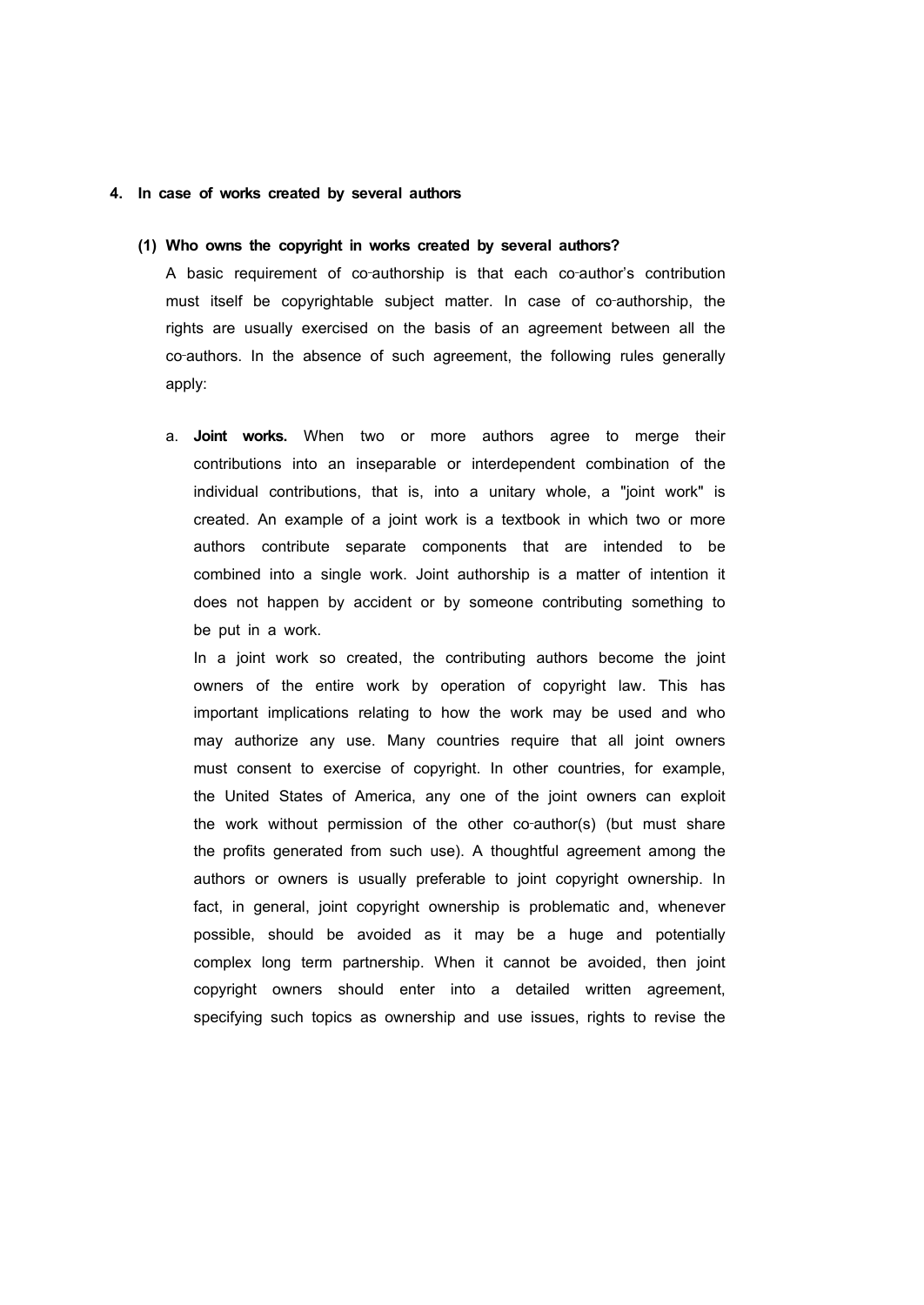## 4. In case of works created by several authors

### (1) Who owns the copyright in works created by several authors?

A basic requirement of co-authorship is that each co-author's contribution must itself be copyrightable subject matter. In case of co-authorship, the rights are usually exercised on the basis of an agreement between all the co-authors. In the absence of such agreement, the following rules generally apply:

a. **Joint works.** When two or more authors agree to merge their contributions into an inseparable or interdependent combination of the individual contributions, that is, into a unitary whole, a "joint work" is created. An example of a joint work is a textbook in which two or more authors contribute separate components that are intended to be combined into a single work. Joint authorship is a matter of intention it does not happen by accident or by someone contributing something to be put in a work.

   In a joint work so created, the contributing authors become the joint owners of the entire work by operation of copyright law. This has important implications relating to how the work may be used and who may authorize any use. Many countries require that all joint owners must consent to exercise of copyright. In other countries, for example, the United States of America, any one of the joint owners can exploit the work without permission of the other co-author(s) (but must share the profits generated from such use). A thoughtful agreement among the authors or owners is usually preferable to joint copyright ownership. In fact, in general, joint copyright ownership is problematic and, whenever possible, should be avoided as it may be a huge and potentially complex long term partnership. When it cannot be avoided, then joint copyright owners should enter into a detailed written agreement, specifying such topics as ownership and use issues, rights to revise the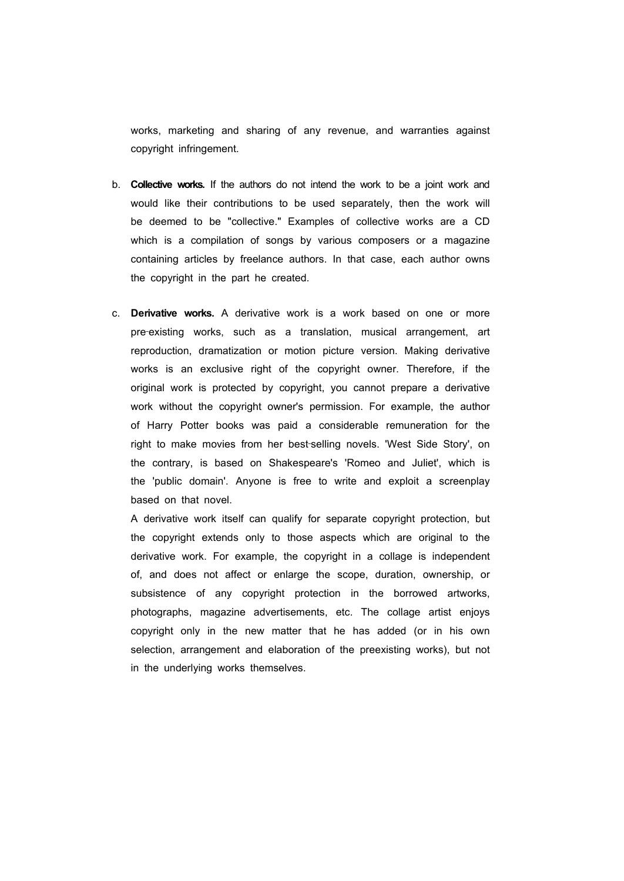works, marketing and sharing of any revenue, and warranties against copyright infringement.

b. **Collective works.** If the authors do not intend the work to be a joint work and would like their contributions to be used separately, then the work will be deemed to be "collective." Examples of collective works are a CD which is a compilation of songs by various composers or a magazine containing articles by freelance authors. In that case, each author owns the copyright in the part he created.

c. **Derivative works.** A derivative work is a work based on one or more pre-existing works, such as a translation, musical arrangement, art reproduction, dramatization or motion picture version. Making derivative works is an exclusive right of the copyright owner. Therefore, if the original work is protected by copyright, you cannot prepare a derivative work without the copyright owner's permission. For example, the author of Harry Potter books was paid a considerable remuneration for the right to make movies from her best-selling novels. 'West Side Story', on the contrary, is based on Shakespeare's 'Romeo and Juliet', which is the 'public domain'. Anyone is free to write and exploit a screenplay based on that novel.

   A derivative work itself can qualify for separate copyright protection, but the copyright extends only to those aspects which are original to the derivative work. For example, the copyright in a collage is independent of, and does not affect or enlarge the scope, duration, ownership, or subsistence of any copyright protection in the borrowed artworks, photographs, magazine advertisements, etc. The collage artist enjoys copyright only in the new matter that he has added (or in his own selection, arrangement and elaboration of the preexisting works), but not in the underlying works themselves.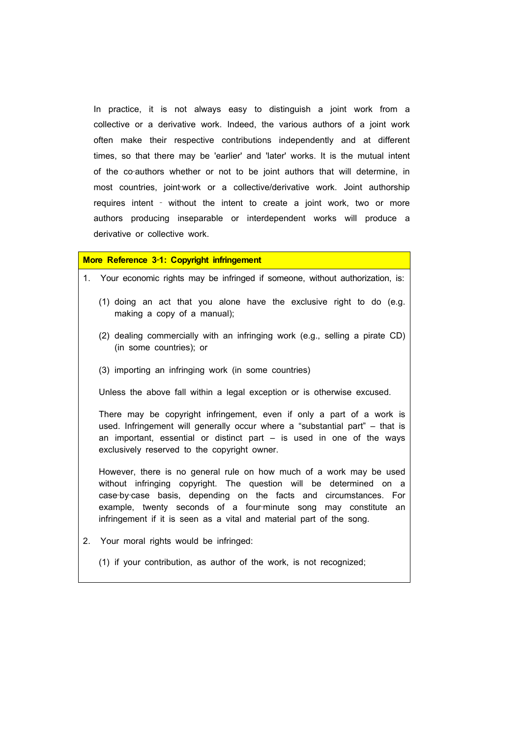In practice, it is not always easy to distinguish a joint work from a collective or a derivative work. Indeed, the various authors of a joint work often make their respective contributions independently and at different times, so that there may be 'earlier' and 'later' works. It is the mutual intent of the co-authors whether or not to be joint authors that will determine, in most countries, joint-work or a collective/derivative work. Joint authorship requires intent - without the intent to create a joint work, two or more authors producing inseparable or interdependent works will produce a derivative or collective work.

**More Reference 3-1: Copyright infringement**

1. Your economic rights may be infringed if someone, without authorization, is:

   (1) doing an act that you alone have the exclusive right to do (e.g. making a copy of a manual);

   (2) dealing commercially with an infringing work (e.g., selling a pirate CD) (in some countries); or

   (3) importing an infringing work (in some countries)

   Unless the above fall within a legal exception or is otherwise excused.

   There may be copyright infringement, even if only a part of a work is used. Infringement will generally occur where a "substantial part" – that is an important, essential or distinct part – is used in one of the ways exclusively reserved to the copyright owner.

   However, there is no general rule on how much of a work may be used without infringing copyright. The question will be determined on a case-by-case basis, depending on the facts and circumstances. For example, twenty seconds of a four-minute song may constitute an infringement if it is seen as a vital and material part of the song.

2. Your moral rights would be infringed:

   (1) if your contribution, as author of the work, is not recognized;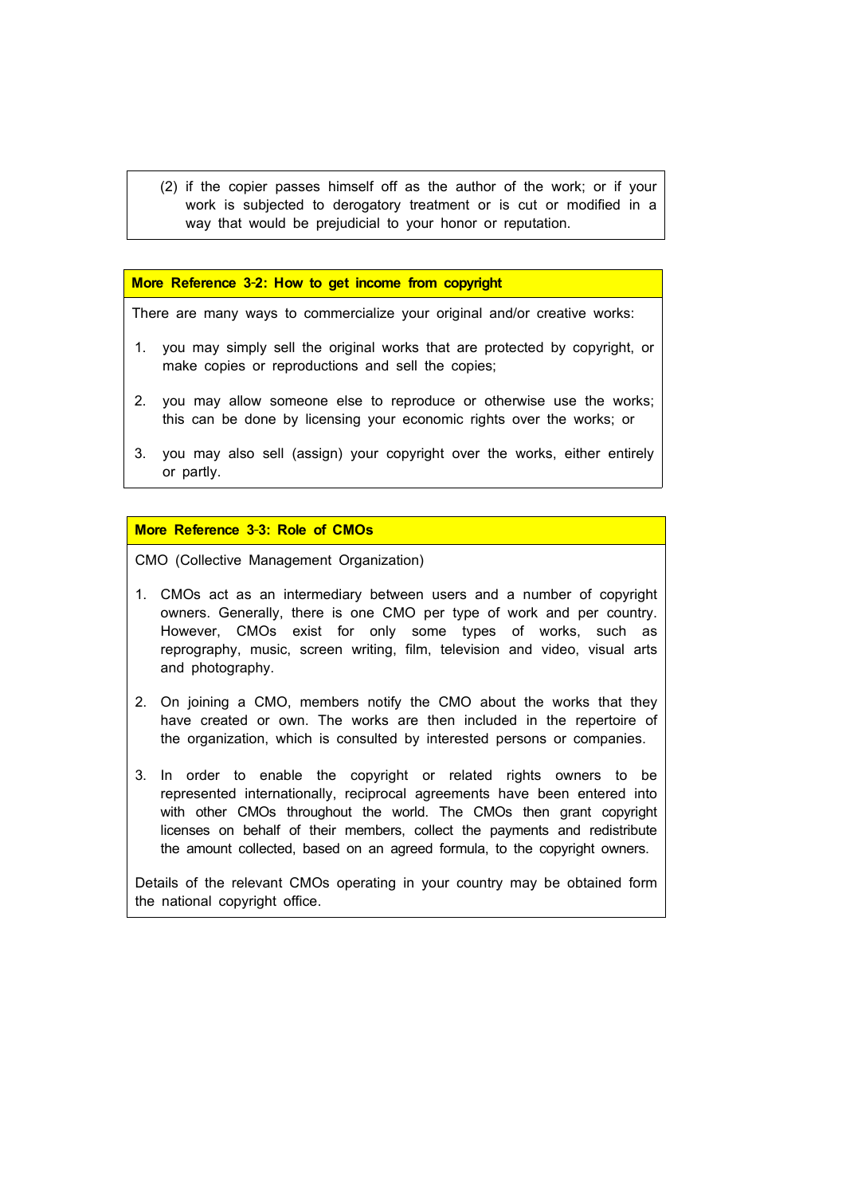(2) if the copier passes himself off as the author of the work; or if your work is subjected to derogatory treatment or is cut or modified in a way that would be prejudicial to your honor or reputation.

**More Reference 3-2: How to get income from copyright**

There are many ways to commercialize your original and/or creative works:

1. you may simply sell the original works that are protected by copyright, or make copies or reproductions and sell the copies;

2. you may allow someone else to reproduce or otherwise use the works; this can be done by licensing your economic rights over the works; or

3. you may also sell (assign) your copyright over the works, either entirely or partly.

**More Reference 3-3: Role of CMOs**

CMO (Collective Management Organization)

1. CMOs act as an intermediary between users and a number of copyright owners. Generally, there is one CMO per type of work and per country. However, CMOs exist for only some types of works, such as reprography, music, screen writing, film, television and video, visual arts and photography.

2. On joining a CMO, members notify the CMO about the works that they have created or own. The works are then included in the repertoire of the organization, which is consulted by interested persons or companies.

3. In order to enable the copyright or related rights owners to be represented internationally, reciprocal agreements have been entered into with other CMOs throughout the world. The CMOs then grant copyright licenses on behalf of their members, collect the payments and redistribute the amount collected, based on an agreed formula, to the copyright owners.

Details of the relevant CMOs operating in your country may be obtained form the national copyright office.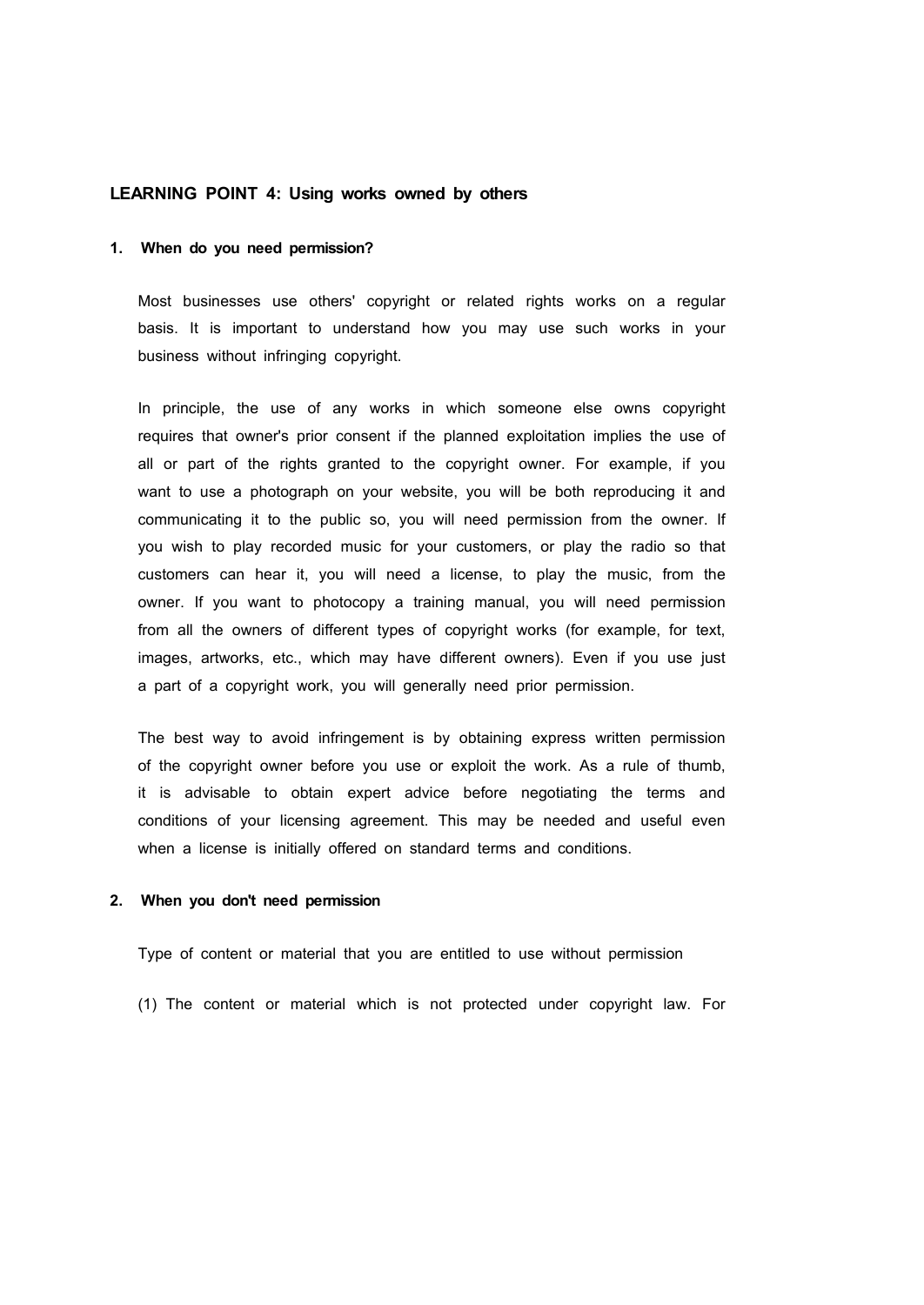## LEARNING POINT 4: Using works owned by others

### 1. When do you need permission?

Most businesses use others' copyright or related rights works on a regular basis. It is important to understand how you may use such works in your business without infringing copyright.

In principle, the use of any works in which someone else owns copyright requires that owner's prior consent if the planned exploitation implies the use of all or part of the rights granted to the copyright owner. For example, if you want to use a photograph on your website, you will be both reproducing it and communicating it to the public so, you will need permission from the owner. If you wish to play recorded music for your customers, or play the radio so that customers can hear it, you will need a license, to play the music, from the owner. If you want to photocopy a training manual, you will need permission from all the owners of different types of copyright works (for example, for text, images, artworks, etc., which may have different owners). Even if you use just a part of a copyright work, you will generally need prior permission.

The best way to avoid infringement is by obtaining express written permission of the copyright owner before you use or exploit the work. As a rule of thumb, it is advisable to obtain expert advice before negotiating the terms and conditions of your licensing agreement. This may be needed and useful even when a license is initially offered on standard terms and conditions.

### 2. When you don't need permission

Type of content or material that you are entitled to use without permission

(1) The content or material which is not protected under copyright law. For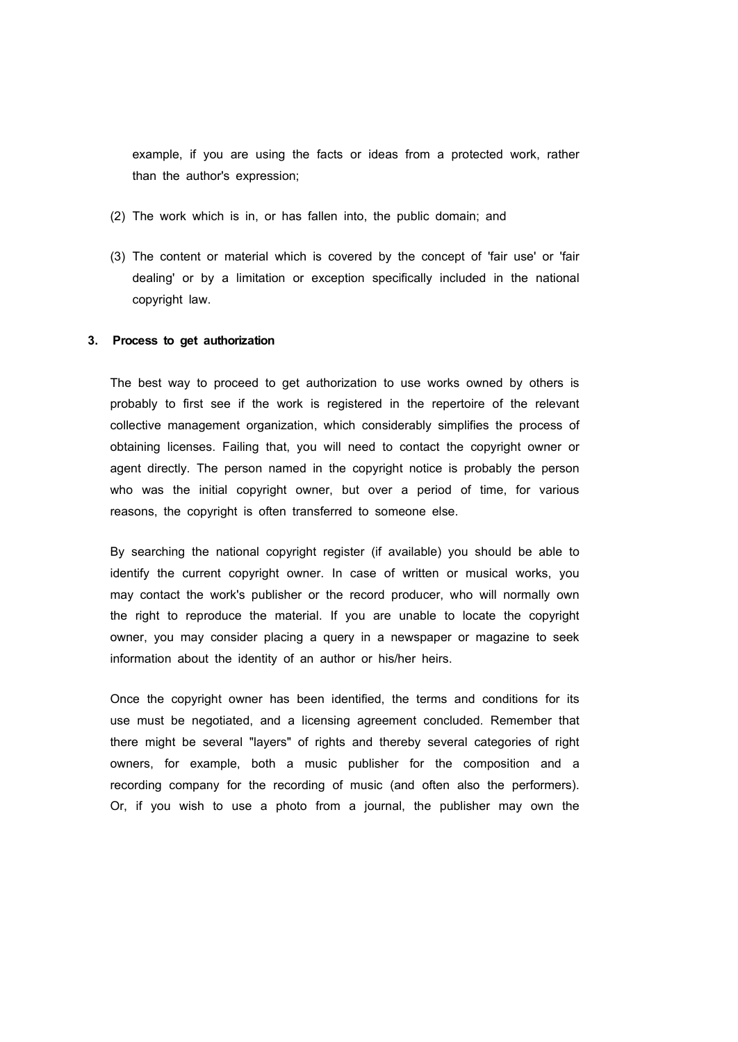example, if you are using the facts or ideas from a protected work, rather than the author's expression;

(2) The work which is in, or has fallen into, the public domain; and

(3) The content or material which is covered by the concept of 'fair use' or 'fair dealing' or by a limitation or exception specifically included in the national copyright law.

**3. Process to get authorization**

The best way to proceed to get authorization to use works owned by others is probably to first see if the work is registered in the repertoire of the relevant collective management organization, which considerably simplifies the process of obtaining licenses. Failing that, you will need to contact the copyright owner or agent directly. The person named in the copyright notice is probably the person who was the initial copyright owner, but over a period of time, for various reasons, the copyright is often transferred to someone else.

By searching the national copyright register (if available) you should be able to identify the current copyright owner. In case of written or musical works, you may contact the work's publisher or the record producer, who will normally own the right to reproduce the material. If you are unable to locate the copyright owner, you may consider placing a query in a newspaper or magazine to seek information about the identity of an author or his/her heirs.

Once the copyright owner has been identified, the terms and conditions for its use must be negotiated, and a licensing agreement concluded. Remember that there might be several "layers" of rights and thereby several categories of right owners, for example, both a music publisher for the composition and a recording company for the recording of music (and often also the performers). Or, if you wish to use a photo from a journal, the publisher may own the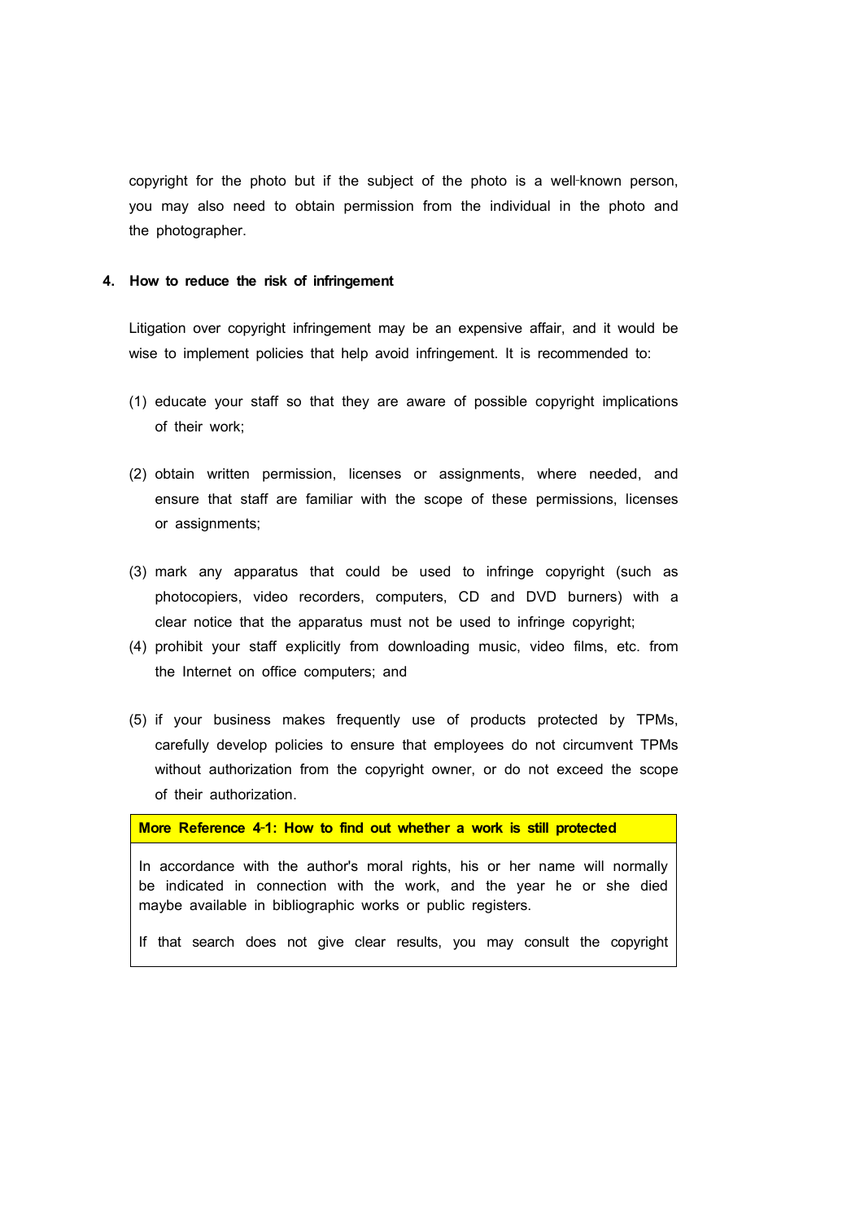copyright for the photo but if the subject of the photo is a well-known person, you may also need to obtain permission from the individual in the photo and the photographer.

## 4. How to reduce the risk of infringement

Litigation over copyright infringement may be an expensive affair, and it would be wise to implement policies that help avoid infringement. It is recommended to:

(1) educate your staff so that they are aware of possible copyright implications of their work;

(2) obtain written permission, licenses or assignments, where needed, and ensure that staff are familiar with the scope of these permissions, licenses or assignments;

(3) mark any apparatus that could be used to infringe copyright (such as photocopiers, video recorders, computers, CD and DVD burners) with a clear notice that the apparatus must not be used to infringe copyright;

(4) prohibit your staff explicitly from downloading music, video films, etc. from the Internet on office computers; and

(5) if your business makes frequently use of products protected by TPMs, carefully develop policies to ensure that employees do not circumvent TPMs without authorization from the copyright owner, or do not exceed the scope of their authorization.

**More Reference 4-1: How to find out whether a work is still protected**

In accordance with the author's moral rights, his or her name will normally be indicated in connection with the work, and the year he or she died maybe available in bibliographic works or public registers.

If that search does not give clear results, you may consult the copyright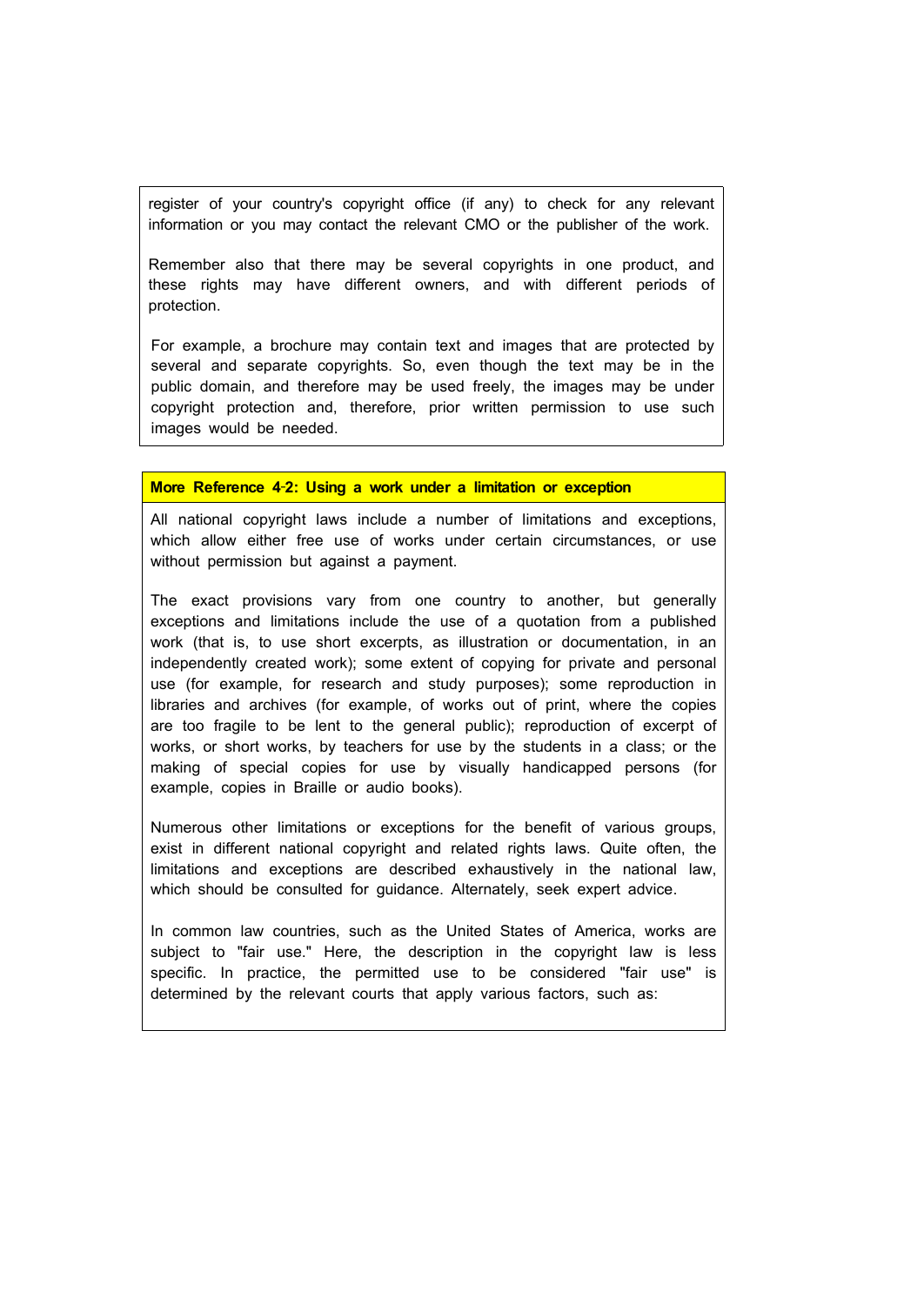register of your country's copyright office (if any) to check for any relevant information or you may contact the relevant CMO or the publisher of the work.

Remember also that there may be several copyrights in one product, and these rights may have different owners, and with different periods of protection.

For example, a brochure may contain text and images that are protected by several and separate copyrights. So, even though the text may be in the public domain, and therefore may be used freely, the images may be under copyright protection and, therefore, prior written permission to use such images would be needed.

**More Reference 4-2: Using a work under a limitation or exception**

All national copyright laws include a number of limitations and exceptions, which allow either free use of works under certain circumstances, or use without permission but against a payment.

The exact provisions vary from one country to another, but generally exceptions and limitations include the use of a quotation from a published work (that is, to use short excerpts, as illustration or documentation, in an independently created work); some extent of copying for private and personal use (for example, for research and study purposes); some reproduction in libraries and archives (for example, of works out of print, where the copies are too fragile to be lent to the general public); reproduction of excerpt of works, or short works, by teachers for use by the students in a class; or the making of special copies for use by visually handicapped persons (for example, copies in Braille or audio books).

Numerous other limitations or exceptions for the benefit of various groups, exist in different national copyright and related rights laws. Quite often, the limitations and exceptions are described exhaustively in the national law, which should be consulted for guidance. Alternately, seek expert advice.

In common law countries, such as the United States of America, works are subject to "fair use." Here, the description in the copyright law is less specific. In practice, the permitted use to be considered "fair use" is determined by the relevant courts that apply various factors, such as: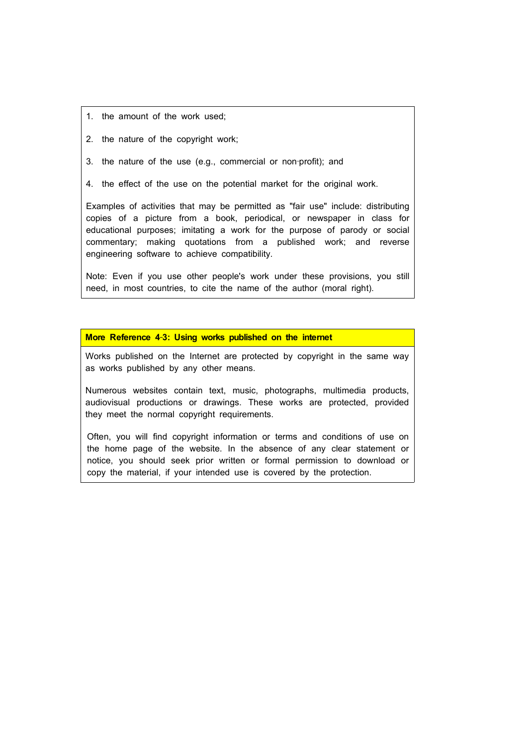1. the amount of the work used;
2. the nature of the copyright work;
3. the nature of the use (e.g., commercial or non-profit); and
4. the effect of the use on the potential market for the original work.

Examples of activities that may be permitted as "fair use" include: distributing copies of a picture from a book, periodical, or newspaper in class for educational purposes; imitating a work for the purpose of parody or social commentary; making quotations from a published work; and reverse engineering software to achieve compatibility.

Note: Even if you use other people's work under these provisions, you still need, in most countries, to cite the name of the author (moral right).

**More Reference 4-3: Using works published on the internet**

Works published on the Internet are protected by copyright in the same way as works published by any other means.

Numerous websites contain text, music, photographs, multimedia products, audiovisual productions or drawings. These works are protected, provided they meet the normal copyright requirements.

Often, you will find copyright information or terms and conditions of use on the home page of the website. In the absence of any clear statement or notice, you should seek prior written or formal permission to download or copy the material, if your intended use is covered by the protection.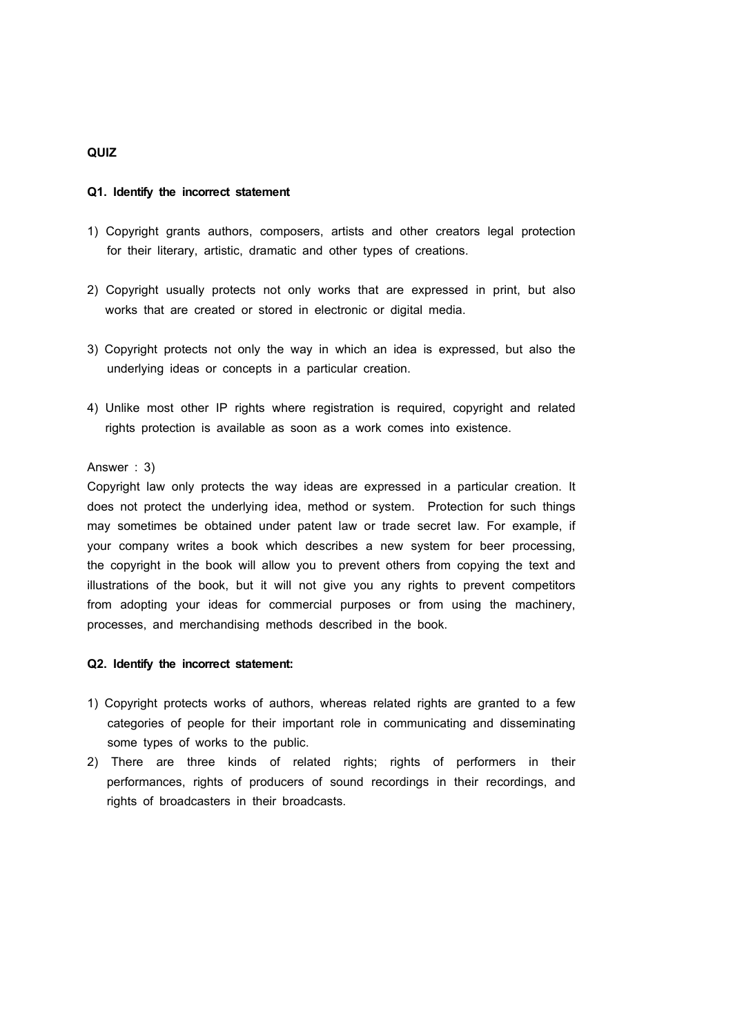**QUIZ**

**Q1. Identify the incorrect statement**

1) Copyright grants authors, composers, artists and other creators legal protection for their literary, artistic, dramatic and other types of creations.

2) Copyright usually protects not only works that are expressed in print, but also works that are created or stored in electronic or digital media.

3) Copyright protects not only the way in which an idea is expressed, but also the underlying ideas or concepts in a particular creation.

4) Unlike most other IP rights where registration is required, copyright and related rights protection is available as soon as a work comes into existence.

Answer : 3)

Copyright law only protects the way ideas are expressed in a particular creation. It does not protect the underlying idea, method or system. Protection for such things may sometimes be obtained under patent law or trade secret law. For example, if your company writes a book which describes a new system for beer processing, the copyright in the book will allow you to prevent others from copying the text and illustrations of the book, but it will not give you any rights to prevent competitors from adopting your ideas for commercial purposes or from using the machinery, processes, and merchandising methods described in the book.

**Q2. Identify the incorrect statement:**

1) Copyright protects works of authors, whereas related rights are granted to a few categories of people for their important role in communicating and disseminating some types of works to the public.
2) There are three kinds of related rights; rights of performers in their performances, rights of producers of sound recordings in their recordings, and rights of broadcasters in their broadcasts.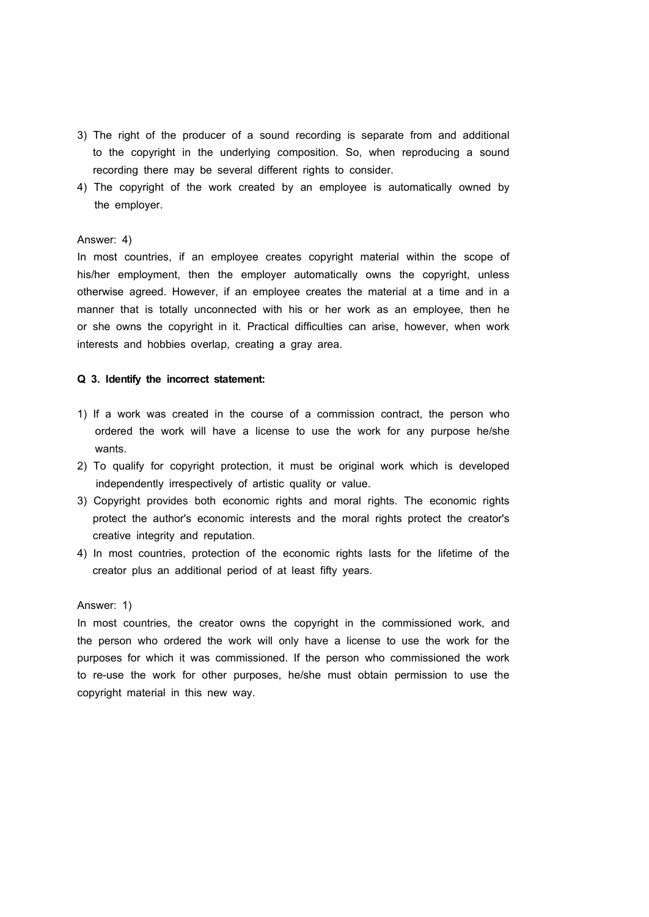3) The right of the producer of a sound recording is separate from and additional to the copyright in the underlying composition. So, when reproducing a sound recording there may be several different rights to consider.
4) The copyright of the work created by an employee is automatically owned by the employer.

Answer: 4)

In most countries, if an employee creates copyright material within the scope of his/her employment, then the employer automatically owns the copyright, unless otherwise agreed. However, if an employee creates the material at a time and in a manner that is totally unconnected with his or her work as an employee, then he or she owns the copyright in it. Practical difficulties can arise, however, when work interests and hobbies overlap, creating a gray area.

**Q 3. Identify the incorrect statement:**

1) If a work was created in the course of a commission contract, the person who ordered the work will have a license to use the work for any purpose he/she wants.
2) To qualify for copyright protection, it must be original work which is developed independently irrespectively of artistic quality or value.
3) Copyright provides both economic rights and moral rights. The economic rights protect the author's economic interests and the moral rights protect the creator's creative integrity and reputation.
4) In most countries, protection of the economic rights lasts for the lifetime of the creator plus an additional period of at least fifty years.

Answer: 1)

In most countries, the creator owns the copyright in the commissioned work, and the person who ordered the work will only have a license to use the work for the purposes for which it was commissioned. If the person who commissioned the work to re-use the work for other purposes, he/she must obtain permission to use the copyright material in this new way.